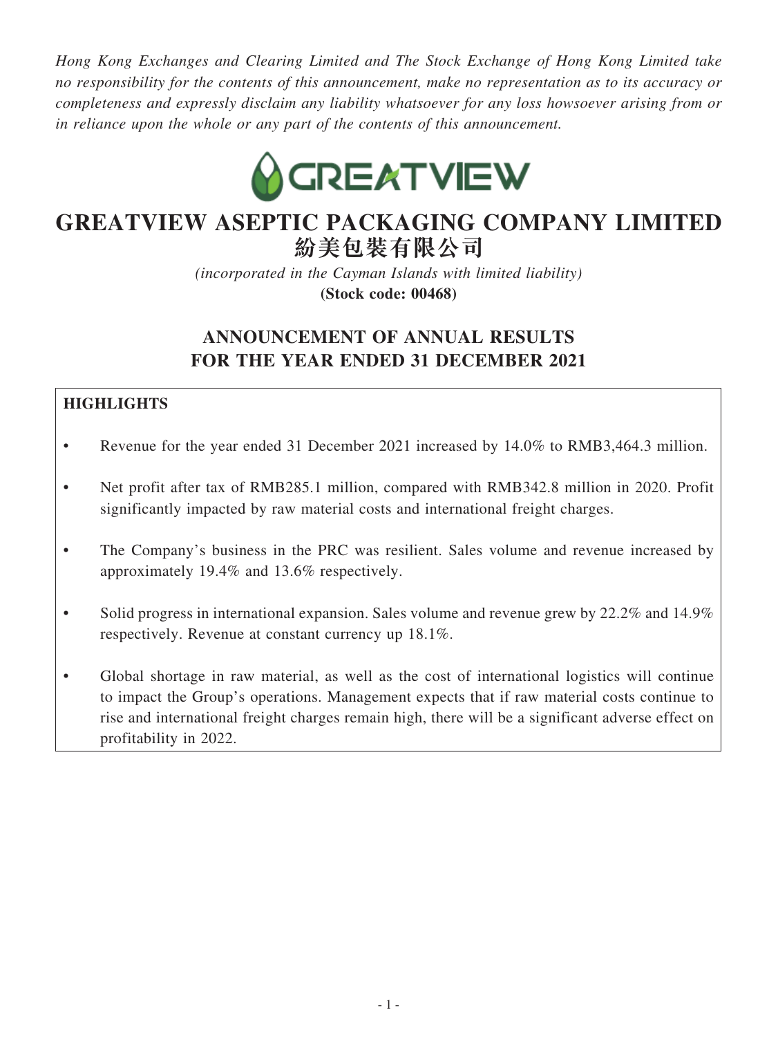*Hong Kong Exchanges and Clearing Limited and The Stock Exchange of Hong Kong Limited take no responsibility for the contents of this announcement, make no representation as to its accuracy or completeness and expressly disclaim any liability whatsoever for any loss howsoever arising from or in reliance upon the whole or any part of the contents of this announcement.*

GREATVIEW

# GREATVIEW ASEPTIC PACKAGING COMPANY LIMITED
# 紛美包裝有限公司

*(incorporated in the Cayman Islands with limited liability)*
**(Stock code: 00468)**

## ANNOUNCEMENT OF ANNUAL RESULTS FOR THE YEAR ENDED 31 DECEMBER 2021

**HIGHLIGHTS**

- Revenue for the year ended 31 December 2021 increased by 14.0% to RMB3,464.3 million.
- Net profit after tax of RMB285.1 million, compared with RMB342.8 million in 2020. Profit significantly impacted by raw material costs and international freight charges.
- The Company's business in the PRC was resilient. Sales volume and revenue increased by approximately 19.4% and 13.6% respectively.
- Solid progress in international expansion. Sales volume and revenue grew by 22.2% and 14.9% respectively. Revenue at constant currency up 18.1%.
- Global shortage in raw material, as well as the cost of international logistics will continue to impact the Group's operations. Management expects that if raw material costs continue to rise and international freight charges remain high, there will be a significant adverse effect on profitability in 2022.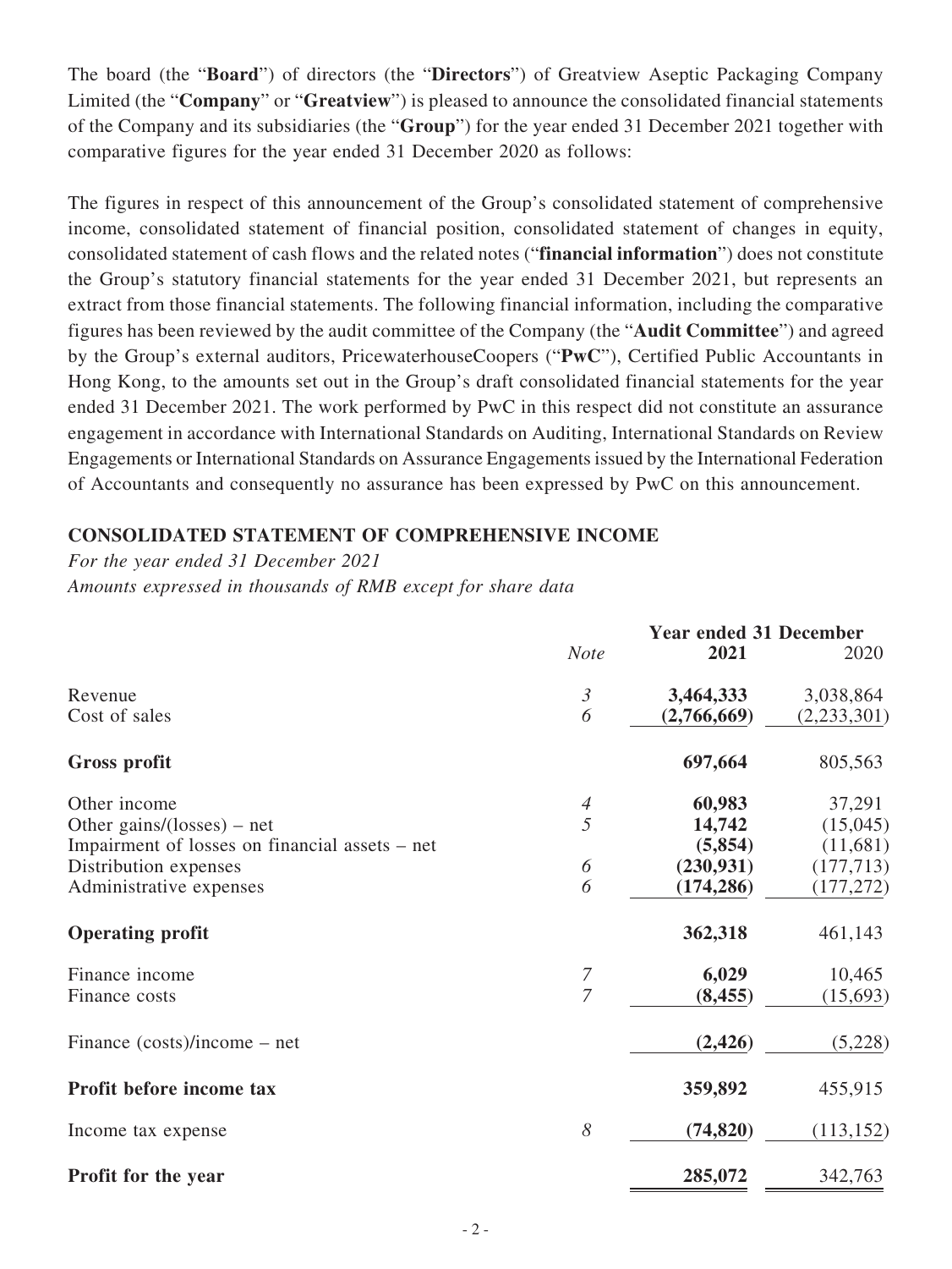The board (the "**Board**") of directors (the "**Directors**") of Greatview Aseptic Packaging Company Limited (the "**Company**" or "**Greatview**") is pleased to announce the consolidated financial statements of the Company and its subsidiaries (the "**Group**") for the year ended 31 December 2021 together with comparative figures for the year ended 31 December 2020 as follows:

The figures in respect of this announcement of the Group's consolidated statement of comprehensive income, consolidated statement of financial position, consolidated statement of changes in equity, consolidated statement of cash flows and the related notes ("**financial information**") does not constitute the Group's statutory financial statements for the year ended 31 December 2021, but represents an extract from those financial statements. The following financial information, including the comparative figures has been reviewed by the audit committee of the Company (the "**Audit Committee**") and agreed by the Group's external auditors, PricewaterhouseCoopers ("**PwC**"), Certified Public Accountants in Hong Kong, to the amounts set out in the Group's draft consolidated financial statements for the year ended 31 December 2021. The work performed by PwC in this respect did not constitute an assurance engagement in accordance with International Standards on Auditing, International Standards on Review Engagements or International Standards on Assurance Engagements issued by the International Federation of Accountants and consequently no assurance has been expressed by PwC on this announcement.

## CONSOLIDATED STATEMENT OF COMPREHENSIVE INCOME

*For the year ended 31 December 2021*
*Amounts expressed in thousands of RMB except for share data*

| | *Note* | **Year ended 31 December** **2021** | 2020 |
|---|---|---|---|
| Revenue | *3* | **3,464,333** | 3,038,864 |
| Cost of sales | *6* | **(2,766,669)** | (2,233,301) |
| **Gross profit** | | **697,664** | 805,563 |
| Other income | *4* | **60,983** | 37,291 |
| Other gains/(losses) – net | *5* | **14,742** | (15,045) |
| Impairment of losses on financial assets – net | | **(5,854)** | (11,681) |
| Distribution expenses | *6* | **(230,931)** | (177,713) |
| Administrative expenses | *6* | **(174,286)** | (177,272) |
| **Operating profit** | | **362,318** | 461,143 |
| Finance income | *7* | **6,029** | 10,465 |
| Finance costs | *7* | **(8,455)** | (15,693) |
| Finance (costs)/income – net | | **(2,426)** | (5,228) |
| **Profit before income tax** | | **359,892** | 455,915 |
| Income tax expense | *8* | **(74,820)** | (113,152) |
| **Profit for the year** | | **285,072** | 342,763 |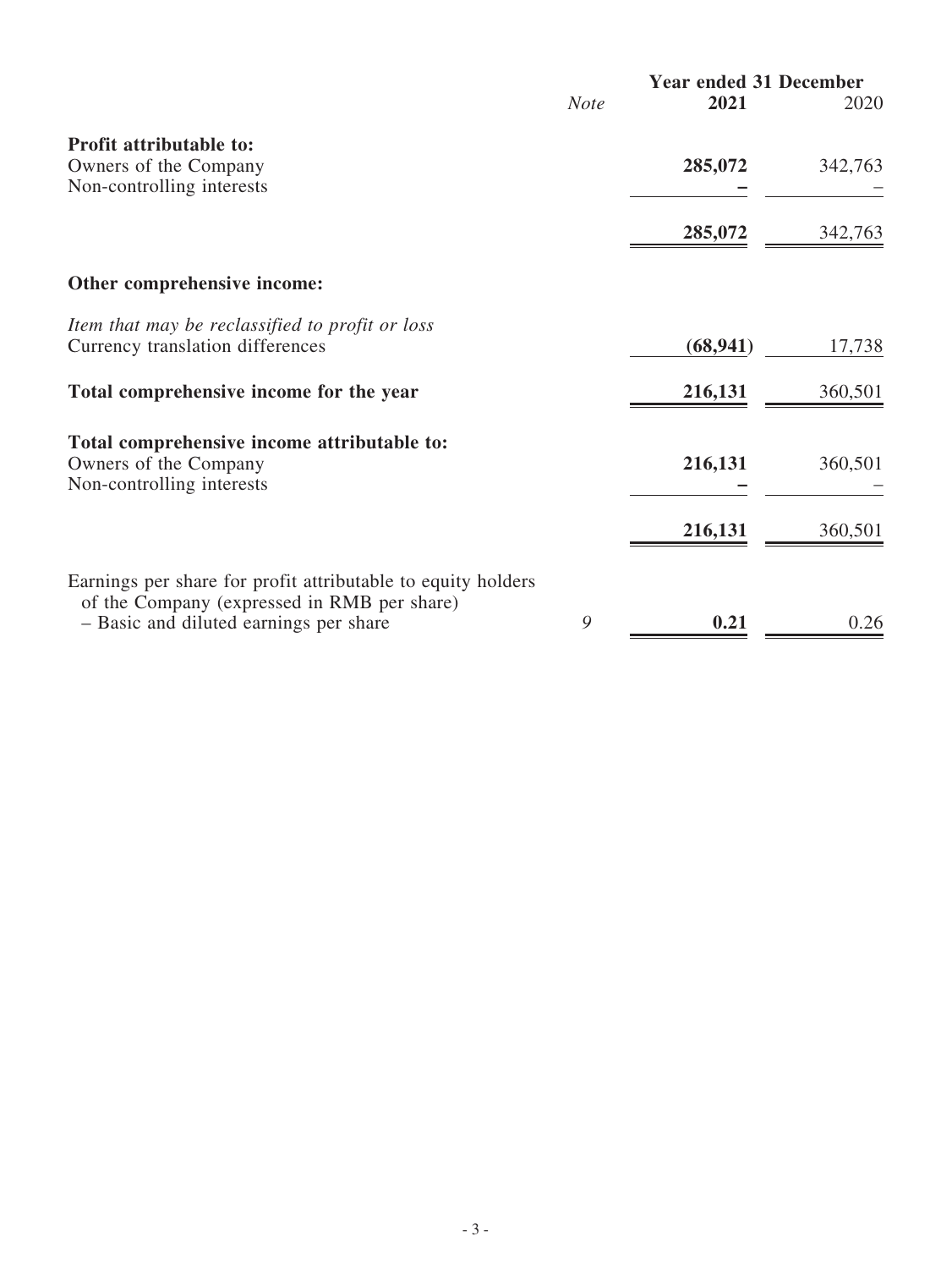|  | *Note* | **Year ended 31 December** | |
|---|---|---|---|
|  |  | **2021** | 2020 |
| **Profit attributable to:** |  |  |  |
| Owners of the Company |  | **285,072** | 342,763 |
| Non-controlling interests |  | **–** | – |
|  |  | **285,072** | 342,763 |
| **Other comprehensive income:** |  |  |  |
| *Item that may be reclassified to profit or loss* |  |  |  |
| Currency translation differences |  | **(68,941)** | 17,738 |
| **Total comprehensive income for the year** |  | **216,131** | 360,501 |
| **Total comprehensive income attributable to:** |  |  |  |
| Owners of the Company |  | **216,131** | 360,501 |
| Non-controlling interests |  | **–** | – |
|  |  | **216,131** | 360,501 |
| Earnings per share for profit attributable to equity holders of the Company (expressed in RMB per share) |  |  |  |
| – Basic and diluted earnings per share | 9 | **0.21** | 0.26 |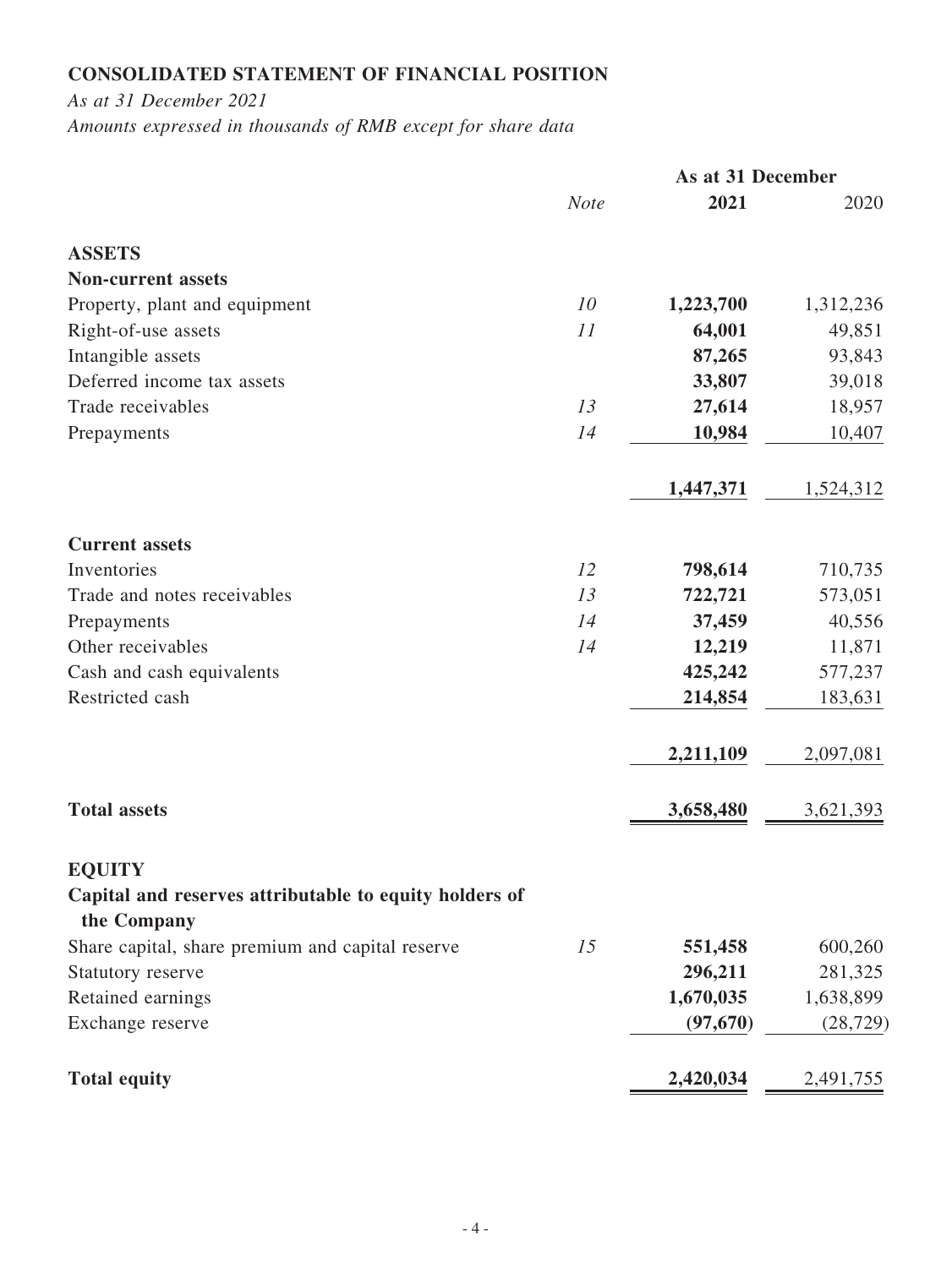## CONSOLIDATED STATEMENT OF FINANCIAL POSITION

*As at 31 December 2021*

*Amounts expressed in thousands of RMB except for share data*

| | *Note* | As at 31 December 2021 | 2020 |
|---|---|---|---|
| **ASSETS** | | | |
| **Non-current assets** | | | |
| Property, plant and equipment | *10* | **1,223,700** | 1,312,236 |
| Right-of-use assets | *11* | **64,001** | 49,851 |
| Intangible assets | | **87,265** | 93,843 |
| Deferred income tax assets | | **33,807** | 39,018 |
| Trade receivables | *13* | **27,614** | 18,957 |
| Prepayments | *14* | **10,984** | 10,407 |
| | | **1,447,371** | 1,524,312 |
| **Current assets** | | | |
| Inventories | *12* | **798,614** | 710,735 |
| Trade and notes receivables | *13* | **722,721** | 573,051 |
| Prepayments | *14* | **37,459** | 40,556 |
| Other receivables | *14* | **12,219** | 11,871 |
| Cash and cash equivalents | | **425,242** | 577,237 |
| Restricted cash | | **214,854** | 183,631 |
| | | **2,211,109** | 2,097,081 |
| **Total assets** | | **3,658,480** | 3,621,393 |
| **EQUITY** | | | |
| **Capital and reserves attributable to equity holders of the Company** | | | |
| Share capital, share premium and capital reserve | *15* | **551,458** | 600,260 |
| Statutory reserve | | **296,211** | 281,325 |
| Retained earnings | | **1,670,035** | 1,638,899 |
| Exchange reserve | | **(97,670)** | (28,729) |
| **Total equity** | | **2,420,034** | 2,491,755 |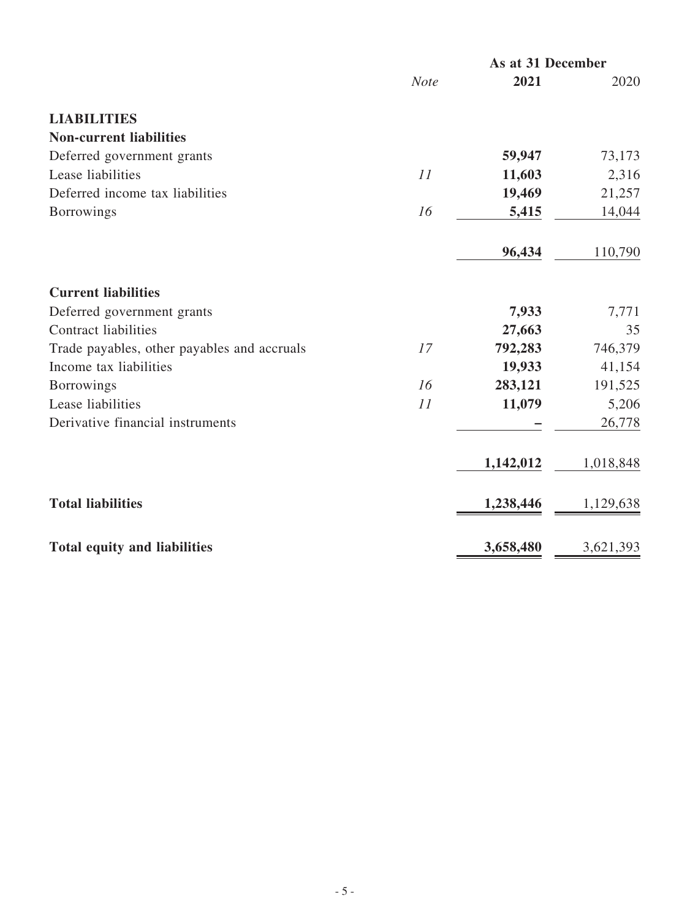| | *Note* | As at 31 December **2021** | 2020 |
|---|---|---|---|
| **LIABILITIES** | | | |
| **Non-current liabilities** | | | |
| Deferred government grants | | **59,947** | 73,173 |
| Lease liabilities | *11* | **11,603** | 2,316 |
| Deferred income tax liabilities | | **19,469** | 21,257 |
| Borrowings | *16* | **5,415** | 14,044 |
| | | **96,434** | 110,790 |
| **Current liabilities** | | | |
| Deferred government grants | | **7,933** | 7,771 |
| Contract liabilities | | **27,663** | 35 |
| Trade payables, other payables and accruals | *17* | **792,283** | 746,379 |
| Income tax liabilities | | **19,933** | 41,154 |
| Borrowings | *16* | **283,121** | 191,525 |
| Lease liabilities | *11* | **11,079** | 5,206 |
| Derivative financial instruments | | **–** | 26,778 |
| | | **1,142,012** | 1,018,848 |
| **Total liabilities** | | **1,238,446** | 1,129,638 |
| **Total equity and liabilities** | | **3,658,480** | 3,621,393 |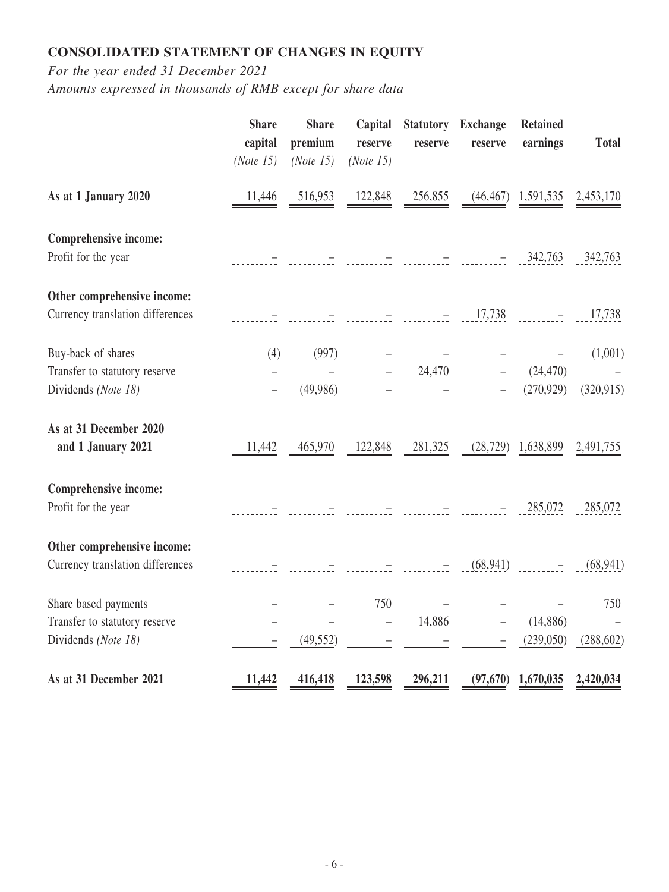## CONSOLIDATED STATEMENT OF CHANGES IN EQUITY

*For the year ended 31 December 2021*

*Amounts expressed in thousands of RMB except for share data*

| | Share capital *(Note 15)* | Share premium *(Note 15)* | Capital reserve *(Note 15)* | Statutory reserve | Exchange reserve | Retained earnings | Total |
|---|---|---|---|---|---|---|---|
| **As at 1 January 2020** | 11,446 | 516,953 | 122,848 | 256,855 | (46,467) | 1,591,535 | 2,453,170 |
| **Comprehensive income:** | | | | | | | |
| Profit for the year | – | – | – | – | – | 342,763 | 342,763 |
| **Other comprehensive income:** | | | | | | | |
| Currency translation differences | – | – | – | – | 17,738 | – | 17,738 |
| Buy-back of shares | (4) | (997) | – | – | – | – | (1,001) |
| Transfer to statutory reserve | – | – | – | 24,470 | – | (24,470) | – |
| Dividends *(Note 18)* | – | (49,986) | – | – | – | (270,929) | (320,915) |
| **As at 31 December 2020 and 1 January 2021** | 11,442 | 465,970 | 122,848 | 281,325 | (28,729) | 1,638,899 | 2,491,755 |
| **Comprehensive income:** | | | | | | | |
| Profit for the year | – | – | – | – | – | 285,072 | 285,072 |
| **Other comprehensive income:** | | | | | | | |
| Currency translation differences | – | – | – | – | (68,941) | – | (68,941) |
| Share based payments | – | – | 750 | – | – | – | 750 |
| Transfer to statutory reserve | – | – | – | 14,886 | – | (14,886) | – |
| Dividends *(Note 18)* | – | (49,552) | – | – | – | (239,050) | (288,602) |
| **As at 31 December 2021** | **11,442** | **416,418** | **123,598** | **296,211** | **(97,670)** | **1,670,035** | **2,420,034** |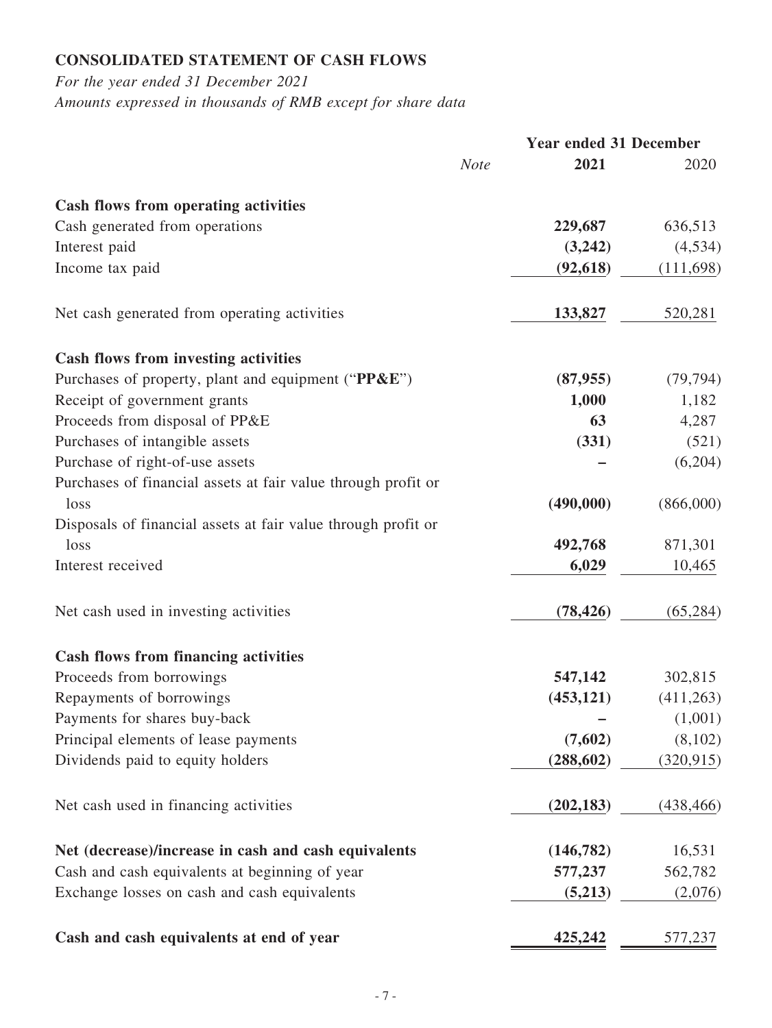## CONSOLIDATED STATEMENT OF CASH FLOWS

*For the year ended 31 December 2021*
*Amounts expressed in thousands of RMB except for share data*

| | *Note* | Year ended 31 December 2021 | 2020 |
|---|---|---|---|
| **Cash flows from operating activities** | | | |
| Cash generated from operations | | **229,687** | 636,513 |
| Interest paid | | **(3,242)** | (4,534) |
| Income tax paid | | **(92,618)** | (111,698) |
| Net cash generated from operating activities | | **133,827** | 520,281 |
| **Cash flows from investing activities** | | | |
| Purchases of property, plant and equipment ("**PP&E**") | | **(87,955)** | (79,794) |
| Receipt of government grants | | **1,000** | 1,182 |
| Proceeds from disposal of PP&E | | **63** | 4,287 |
| Purchases of intangible assets | | **(331)** | (521) |
| Purchase of right-of-use assets | | **–** | (6,204) |
| Purchases of financial assets at fair value through profit or loss | | **(490,000)** | (866,000) |
| Disposals of financial assets at fair value through profit or loss | | **492,768** | 871,301 |
| Interest received | | **6,029** | 10,465 |
| Net cash used in investing activities | | **(78,426)** | (65,284) |
| **Cash flows from financing activities** | | | |
| Proceeds from borrowings | | **547,142** | 302,815 |
| Repayments of borrowings | | **(453,121)** | (411,263) |
| Payments for shares buy-back | | **–** | (1,001) |
| Principal elements of lease payments | | **(7,602)** | (8,102) |
| Dividends paid to equity holders | | **(288,602)** | (320,915) |
| Net cash used in financing activities | | **(202,183)** | (438,466) |
| **Net (decrease)/increase in cash and cash equivalents** | | **(146,782)** | 16,531 |
| Cash and cash equivalents at beginning of year | | **577,237** | 562,782 |
| Exchange losses on cash and cash equivalents | | **(5,213)** | (2,076) |
| **Cash and cash equivalents at end of year** | | **425,242** | 577,237 |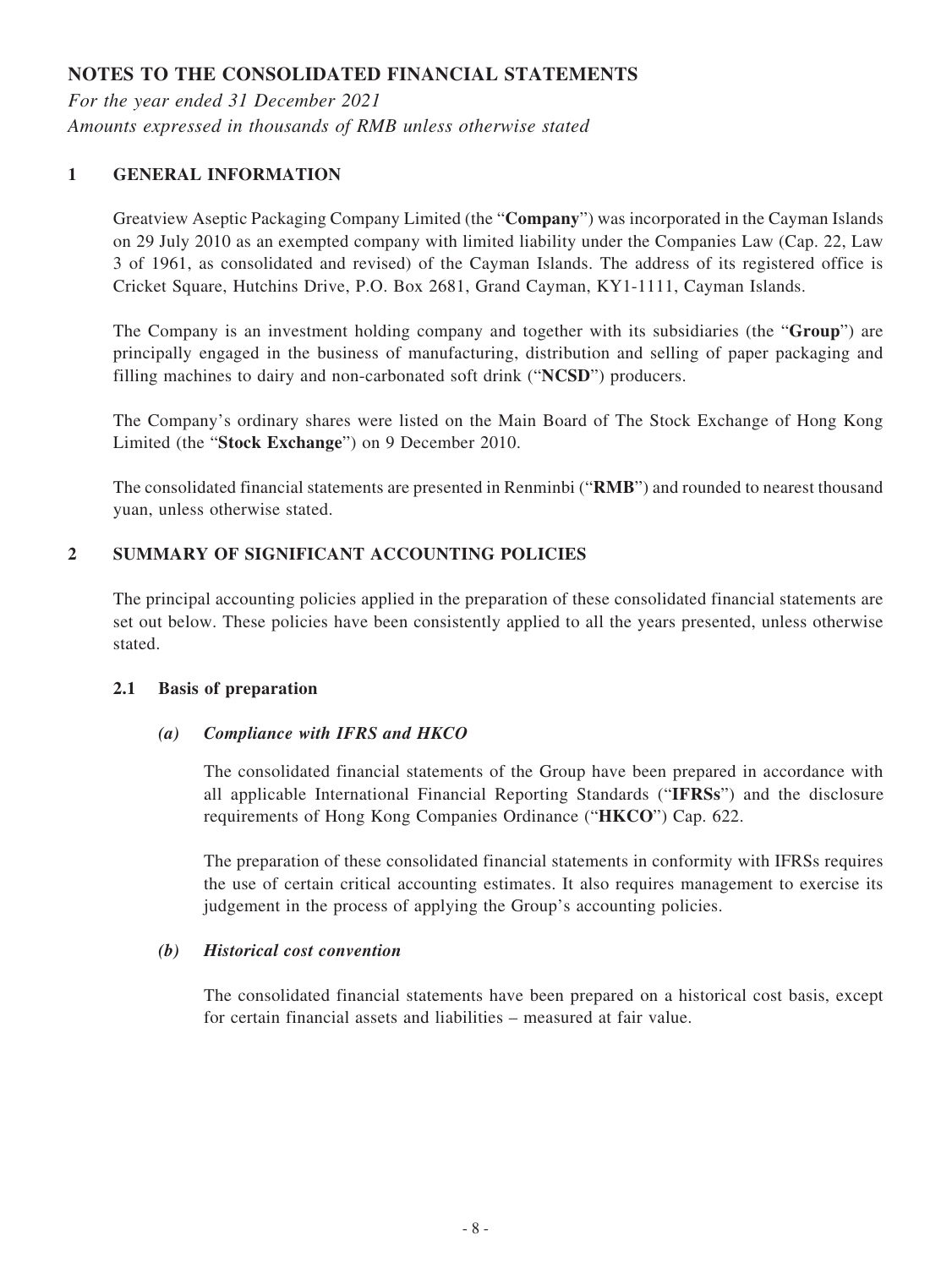# NOTES TO THE CONSOLIDATED FINANCIAL STATEMENTS

*For the year ended 31 December 2021*
*Amounts expressed in thousands of RMB unless otherwise stated*

## 1 GENERAL INFORMATION

Greatview Aseptic Packaging Company Limited (the "**Company**") was incorporated in the Cayman Islands on 29 July 2010 as an exempted company with limited liability under the Companies Law (Cap. 22, Law 3 of 1961, as consolidated and revised) of the Cayman Islands. The address of its registered office is Cricket Square, Hutchins Drive, P.O. Box 2681, Grand Cayman, KY1-1111, Cayman Islands.

The Company is an investment holding company and together with its subsidiaries (the "**Group**") are principally engaged in the business of manufacturing, distribution and selling of paper packaging and filling machines to dairy and non-carbonated soft drink ("**NCSD**") producers.

The Company's ordinary shares were listed on the Main Board of The Stock Exchange of Hong Kong Limited (the "**Stock Exchange**") on 9 December 2010.

The consolidated financial statements are presented in Renminbi ("**RMB**") and rounded to nearest thousand yuan, unless otherwise stated.

## 2 SUMMARY OF SIGNIFICANT ACCOUNTING POLICIES

The principal accounting policies applied in the preparation of these consolidated financial statements are set out below. These policies have been consistently applied to all the years presented, unless otherwise stated.

### 2.1 Basis of preparation

#### *(a) Compliance with IFRS and HKCO*

The consolidated financial statements of the Group have been prepared in accordance with all applicable International Financial Reporting Standards ("**IFRSs**") and the disclosure requirements of Hong Kong Companies Ordinance ("**HKCO**") Cap. 622.

The preparation of these consolidated financial statements in conformity with IFRSs requires the use of certain critical accounting estimates. It also requires management to exercise its judgement in the process of applying the Group's accounting policies.

#### *(b) Historical cost convention*

The consolidated financial statements have been prepared on a historical cost basis, except for certain financial assets and liabilities – measured at fair value.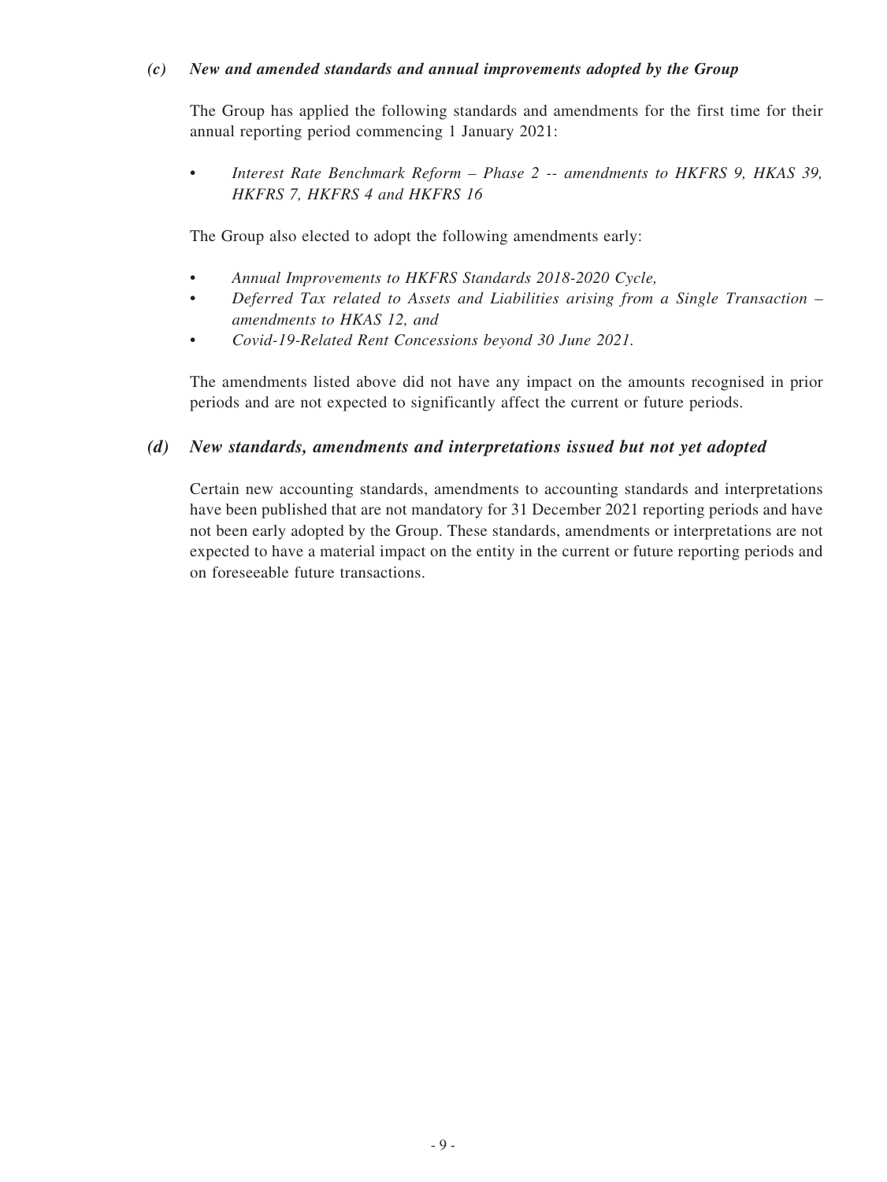### *(c) New and amended standards and annual improvements adopted by the Group*

The Group has applied the following standards and amendments for the first time for their annual reporting period commencing 1 January 2021:

- *Interest Rate Benchmark Reform – Phase 2 -- amendments to HKFRS 9, HKAS 39, HKFRS 7, HKFRS 4 and HKFRS 16*

The Group also elected to adopt the following amendments early:

- *Annual Improvements to HKFRS Standards 2018-2020 Cycle,*
- *Deferred Tax related to Assets and Liabilities arising from a Single Transaction – amendments to HKAS 12, and*
- *Covid-19-Related Rent Concessions beyond 30 June 2021.*

The amendments listed above did not have any impact on the amounts recognised in prior periods and are not expected to significantly affect the current or future periods.

### *(d) New standards, amendments and interpretations issued but not yet adopted*

Certain new accounting standards, amendments to accounting standards and interpretations have been published that are not mandatory for 31 December 2021 reporting periods and have not been early adopted by the Group. These standards, amendments or interpretations are not expected to have a material impact on the entity in the current or future reporting periods and on foreseeable future transactions.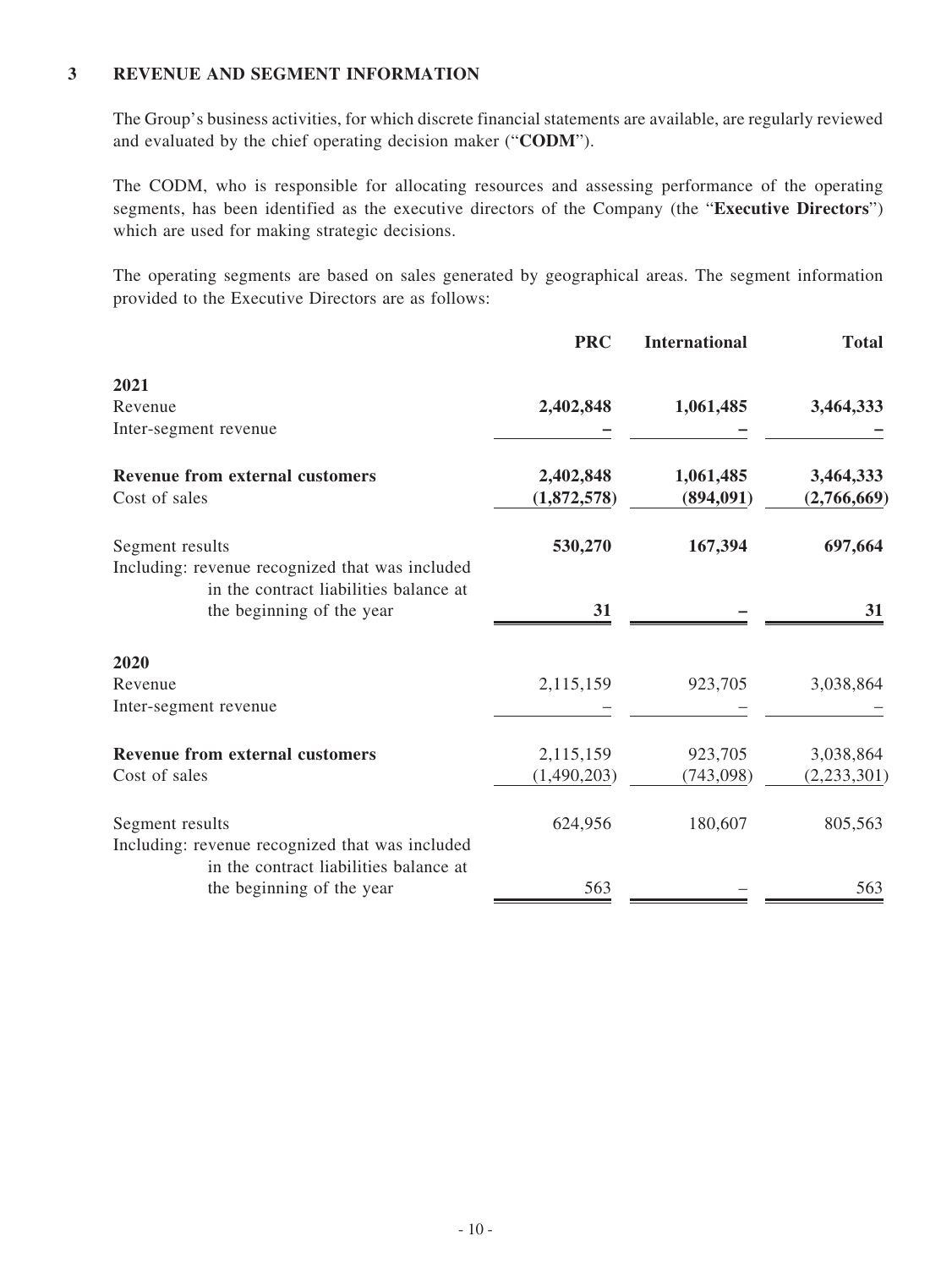### 3 REVENUE AND SEGMENT INFORMATION

The Group's business activities, for which discrete financial statements are available, are regularly reviewed and evaluated by the chief operating decision maker ("**CODM**").

The CODM, who is responsible for allocating resources and assessing performance of the operating segments, has been identified as the executive directors of the Company (the "**Executive Directors**") which are used for making strategic decisions.

The operating segments are based on sales generated by geographical areas. The segment information provided to the Executive Directors are as follows:

| | **PRC** | **International** | **Total** |
|---|---|---|---|
| **2021** | | | |
| Revenue | **2,402,848** | **1,061,485** | **3,464,333** |
| Inter-segment revenue | **–** | **–** | **–** |
| **Revenue from external customers** | **2,402,848** | **1,061,485** | **3,464,333** |
| Cost of sales | **(1,872,578)** | **(894,091)** | **(2,766,669)** |
| Segment results | **530,270** | **167,394** | **697,664** |
| Including: revenue recognized that was included in the contract liabilities balance at the beginning of the year | **31** | **–** | **31** |
| **2020** | | | |
| Revenue | 2,115,159 | 923,705 | 3,038,864 |
| Inter-segment revenue | – | – | – |
| **Revenue from external customers** | 2,115,159 | 923,705 | 3,038,864 |
| Cost of sales | (1,490,203) | (743,098) | (2,233,301) |
| Segment results | 624,956 | 180,607 | 805,563 |
| Including: revenue recognized that was included in the contract liabilities balance at the beginning of the year | 563 | – | 563 |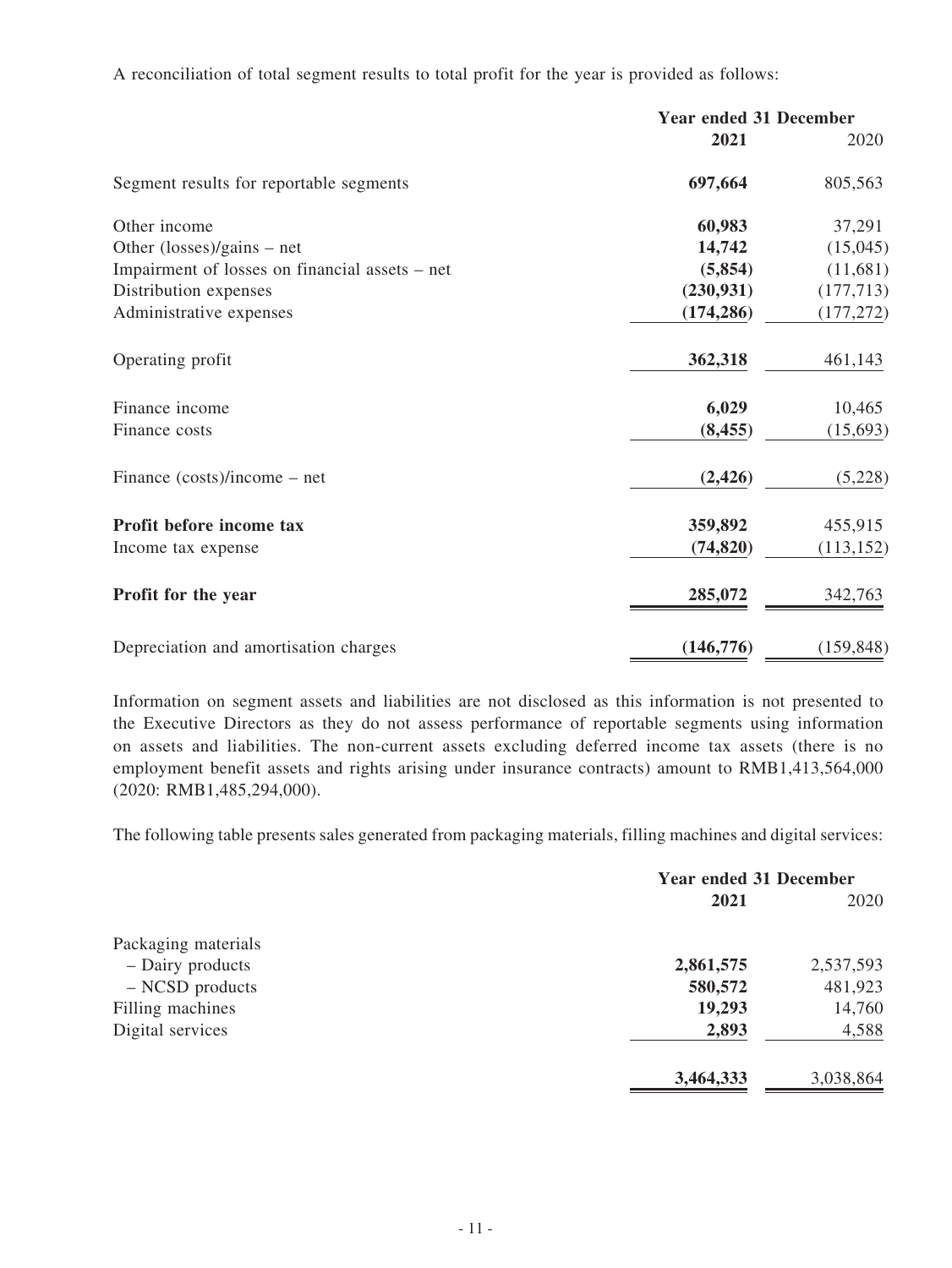A reconciliation of total segment results to total profit for the year is provided as follows:

| | Year ended 31 December | |
|---|---|---|
| | **2021** | 2020 |
| Segment results for reportable segments | **697,664** | 805,563 |
| Other income | **60,983** | 37,291 |
| Other (losses)/gains – net | **14,742** | (15,045) |
| Impairment of losses on financial assets – net | **(5,854)** | (11,681) |
| Distribution expenses | **(230,931)** | (177,713) |
| Administrative expenses | **(174,286)** | (177,272) |
| Operating profit | **362,318** | 461,143 |
| Finance income | **6,029** | 10,465 |
| Finance costs | **(8,455)** | (15,693) |
| Finance (costs)/income – net | **(2,426)** | (5,228) |
| **Profit before income tax** | **359,892** | 455,915 |
| Income tax expense | **(74,820)** | (113,152) |
| **Profit for the year** | **285,072** | 342,763 |
| Depreciation and amortisation charges | **(146,776)** | (159,848) |

Information on segment assets and liabilities are not disclosed as this information is not presented to the Executive Directors as they do not assess performance of reportable segments using information on assets and liabilities. The non-current assets excluding deferred income tax assets (there is no employment benefit assets and rights arising under insurance contracts) amount to RMB1,413,564,000 (2020: RMB1,485,294,000).

The following table presents sales generated from packaging materials, filling machines and digital services:

| | Year ended 31 December | |
|---|---|---|
| | **2021** | 2020 |
| Packaging materials | | |
| – Dairy products | **2,861,575** | 2,537,593 |
| – NCSD products | **580,572** | 481,923 |
| Filling machines | **19,293** | 14,760 |
| Digital services | **2,893** | 4,588 |
| | **3,464,333** | 3,038,864 |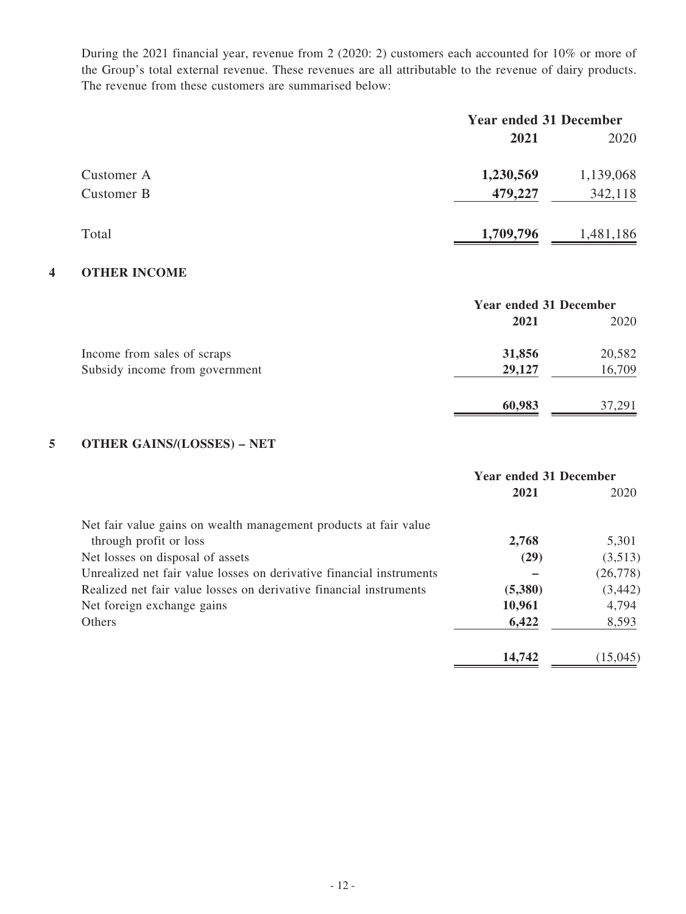During the 2021 financial year, revenue from 2 (2020: 2) customers each accounted for 10% or more of the Group's total external revenue. These revenues are all attributable to the revenue of dairy products. The revenue from these customers are summarised below:

| | Year ended 31 December | |
|---|---|---|
| | **2021** | 2020 |
| Customer A | **1,230,569** | 1,139,068 |
| Customer B | **479,227** | 342,118 |
| Total | **1,709,796** | 1,481,186 |

## 4 OTHER INCOME

| | Year ended 31 December | |
|---|---|---|
| | **2021** | 2020 |
| Income from sales of scraps | **31,856** | 20,582 |
| Subsidy income from government | **29,127** | 16,709 |
| | **60,983** | 37,291 |

## 5 OTHER GAINS/(LOSSES) – NET

| | Year ended 31 December | |
|---|---|---|
| | **2021** | 2020 |
| Net fair value gains on wealth management products at fair value through profit or loss | **2,768** | 5,301 |
| Net losses on disposal of assets | **(29)** | (3,513) |
| Unrealized net fair value losses on derivative financial instruments | **–** | (26,778) |
| Realized net fair value losses on derivative financial instruments | **(5,380)** | (3,442) |
| Net foreign exchange gains | **10,961** | 4,794 |
| Others | **6,422** | 8,593 |
| | **14,742** | (15,045) |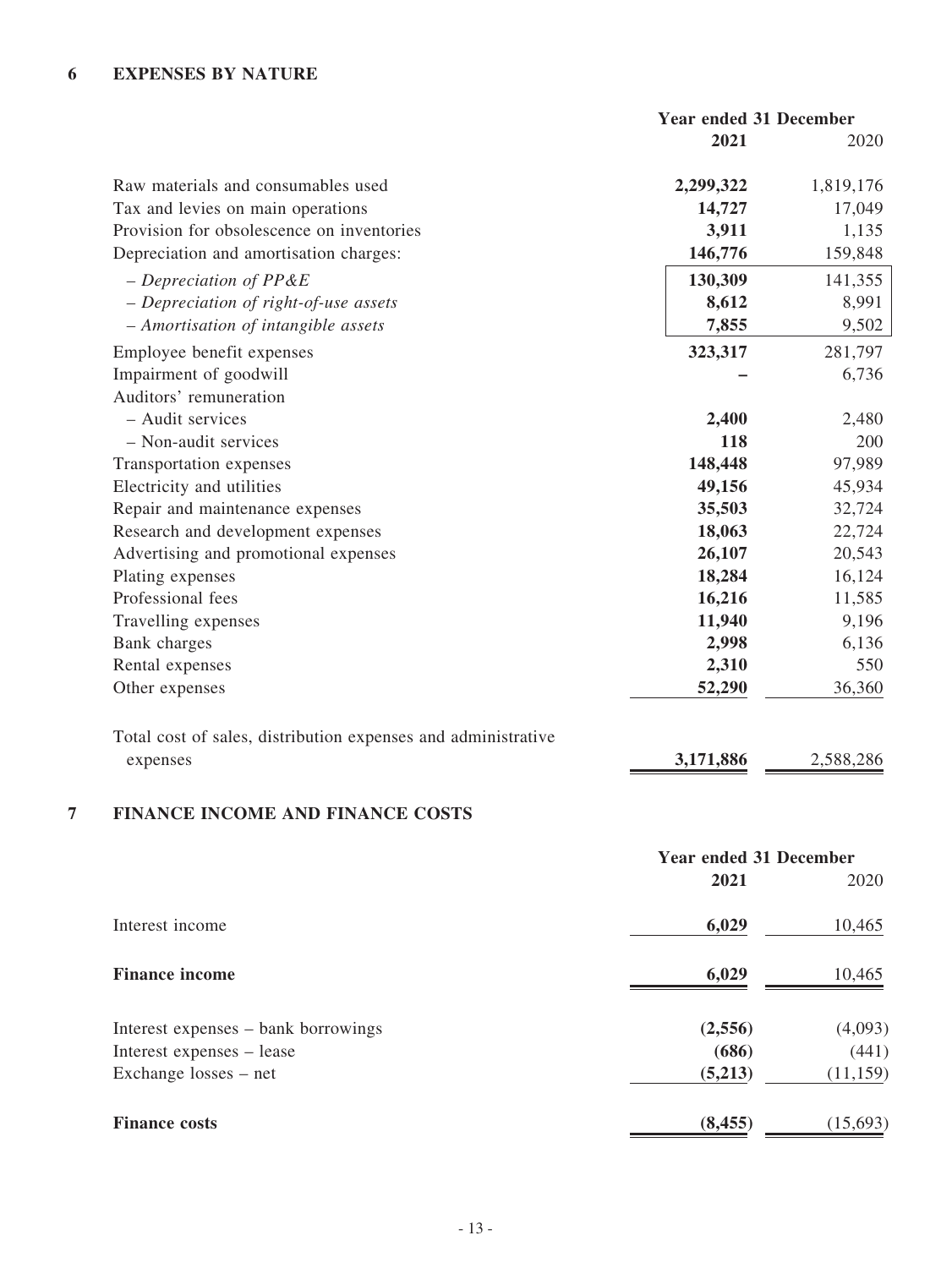## 6 EXPENSES BY NATURE

| | Year ended 31 December | |
|---|---|---|
| | **2021** | 2020 |
| Raw materials and consumables used | **2,299,322** | 1,819,176 |
| Tax and levies on main operations | **14,727** | 17,049 |
| Provision for obsolescence on inventories | **3,911** | 1,135 |
| Depreciation and amortisation charges: | **146,776** | 159,848 |
| *– Depreciation of PP&E* | **130,309** | 141,355 |
| *– Depreciation of right-of-use assets* | **8,612** | 8,991 |
| *– Amortisation of intangible assets* | **7,855** | 9,502 |
| Employee benefit expenses | **323,317** | 281,797 |
| Impairment of goodwill | **–** | 6,736 |
| Auditors' remuneration | | |
| – Audit services | **2,400** | 2,480 |
| – Non-audit services | **118** | 200 |
| Transportation expenses | **148,448** | 97,989 |
| Electricity and utilities | **49,156** | 45,934 |
| Repair and maintenance expenses | **35,503** | 32,724 |
| Research and development expenses | **18,063** | 22,724 |
| Advertising and promotional expenses | **26,107** | 20,543 |
| Plating expenses | **18,284** | 16,124 |
| Professional fees | **16,216** | 11,585 |
| Travelling expenses | **11,940** | 9,196 |
| Bank charges | **2,998** | 6,136 |
| Rental expenses | **2,310** | 550 |
| Other expenses | **52,290** | 36,360 |
| Total cost of sales, distribution expenses and administrative expenses | **3,171,886** | 2,588,286 |

## 7 FINANCE INCOME AND FINANCE COSTS

| | Year ended 31 December | |
|---|---|---|
| | **2021** | 2020 |
| Interest income | **6,029** | 10,465 |
| **Finance income** | **6,029** | 10,465 |
| Interest expenses – bank borrowings | **(2,556)** | (4,093) |
| Interest expenses – lease | **(686)** | (441) |
| Exchange losses – net | **(5,213)** | (11,159) |
| **Finance costs** | **(8,455)** | (15,693) |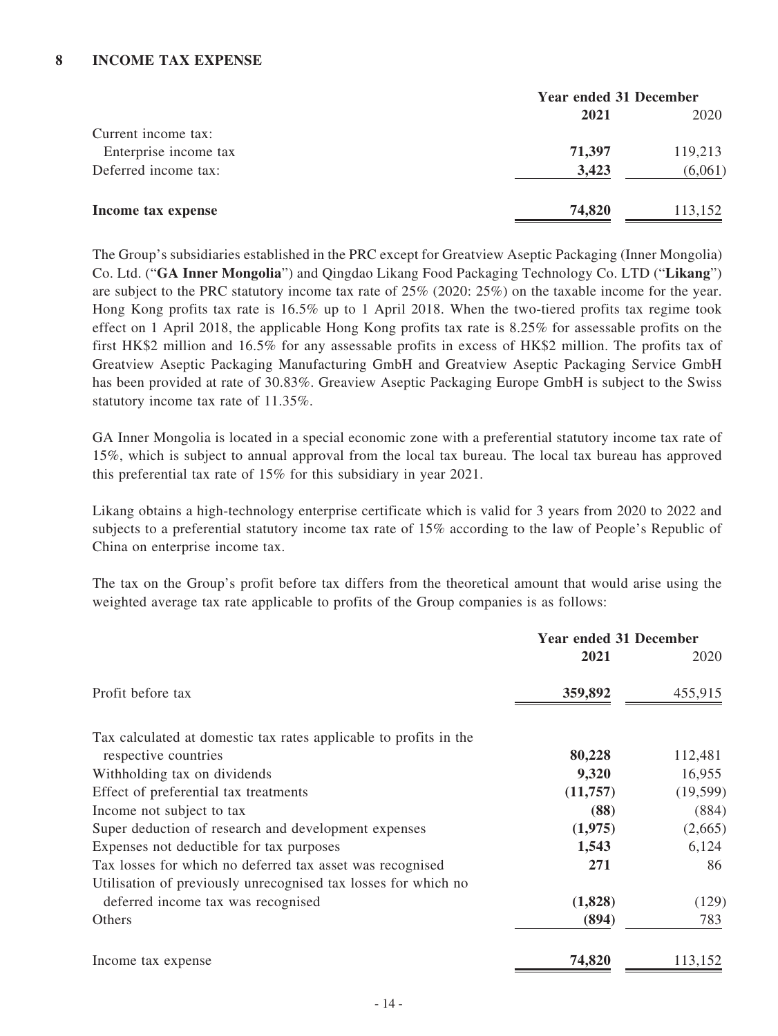## 8 INCOME TAX EXPENSE

| | Year ended 31 December | |
|---|---|---|
| | **2021** | 2020 |
| Current income tax: | | |
| Enterprise income tax | **71,397** | 119,213 |
| Deferred income tax: | **3,423** | (6,061) |
| **Income tax expense** | **74,820** | 113,152 |

The Group's subsidiaries established in the PRC except for Greatview Aseptic Packaging (Inner Mongolia) Co. Ltd. ("**GA Inner Mongolia**") and Qingdao Likang Food Packaging Technology Co. LTD ("**Likang**") are subject to the PRC statutory income tax rate of 25% (2020: 25%) on the taxable income for the year. Hong Kong profits tax rate is 16.5% up to 1 April 2018. When the two-tiered profits tax regime took effect on 1 April 2018, the applicable Hong Kong profits tax rate is 8.25% for assessable profits on the first HK$2 million and 16.5% for any assessable profits in excess of HK$2 million. The profits tax of Greatview Aseptic Packaging Manufacturing GmbH and Greatview Aseptic Packaging Service GmbH has been provided at rate of 30.83%. Greaview Aseptic Packaging Europe GmbH is subject to the Swiss statutory income tax rate of 11.35%.

GA Inner Mongolia is located in a special economic zone with a preferential statutory income tax rate of 15%, which is subject to annual approval from the local tax bureau. The local tax bureau has approved this preferential tax rate of 15% for this subsidiary in year 2021.

Likang obtains a high-technology enterprise certificate which is valid for 3 years from 2020 to 2022 and subjects to a preferential statutory income tax rate of 15% according to the law of People's Republic of China on enterprise income tax.

The tax on the Group's profit before tax differs from the theoretical amount that would arise using the weighted average tax rate applicable to profits of the Group companies is as follows:

| | Year ended 31 December | |
|---|---|---|
| | **2021** | 2020 |
| Profit before tax | **359,892** | 455,915 |
| Tax calculated at domestic tax rates applicable to profits in the respective countries | **80,228** | 112,481 |
| Withholding tax on dividends | **9,320** | 16,955 |
| Effect of preferential tax treatments | **(11,757)** | (19,599) |
| Income not subject to tax | **(88)** | (884) |
| Super deduction of research and development expenses | **(1,975)** | (2,665) |
| Expenses not deductible for tax purposes | **1,543** | 6,124 |
| Tax losses for which no deferred tax asset was recognised | **271** | 86 |
| Utilisation of previously unrecognised tax losses for which no deferred income tax was recognised | **(1,828)** | (129) |
| Others | **(894)** | 783 |
| Income tax expense | **74,820** | 113,152 |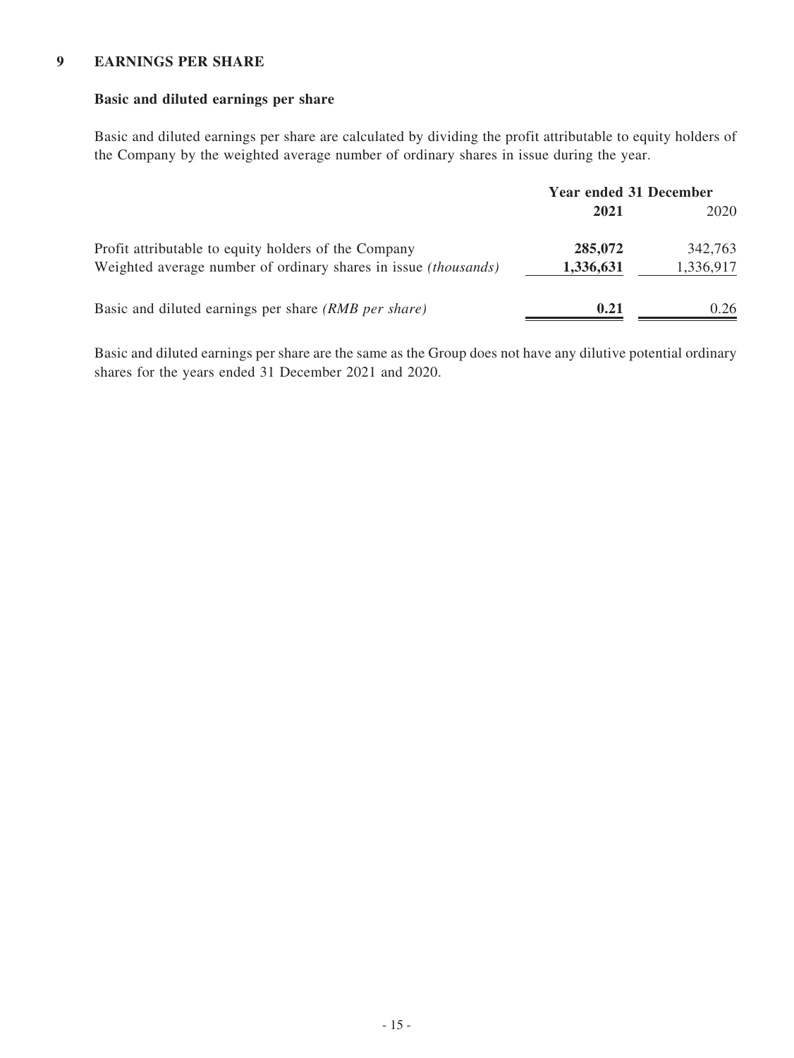## 9 EARNINGS PER SHARE

### Basic and diluted earnings per share

Basic and diluted earnings per share are calculated by dividing the profit attributable to equity holders of the Company by the weighted average number of ordinary shares in issue during the year.

| | Year ended 31 December | |
|---|---|---|
| | **2021** | 2020 |
| Profit attributable to equity holders of the Company | **285,072** | 342,763 |
| Weighted average number of ordinary shares in issue *(thousands)* | **1,336,631** | 1,336,917 |
| Basic and diluted earnings per share *(RMB per share)* | **0.21** | 0.26 |

Basic and diluted earnings per share are the same as the Group does not have any dilutive potential ordinary shares for the years ended 31 December 2021 and 2020.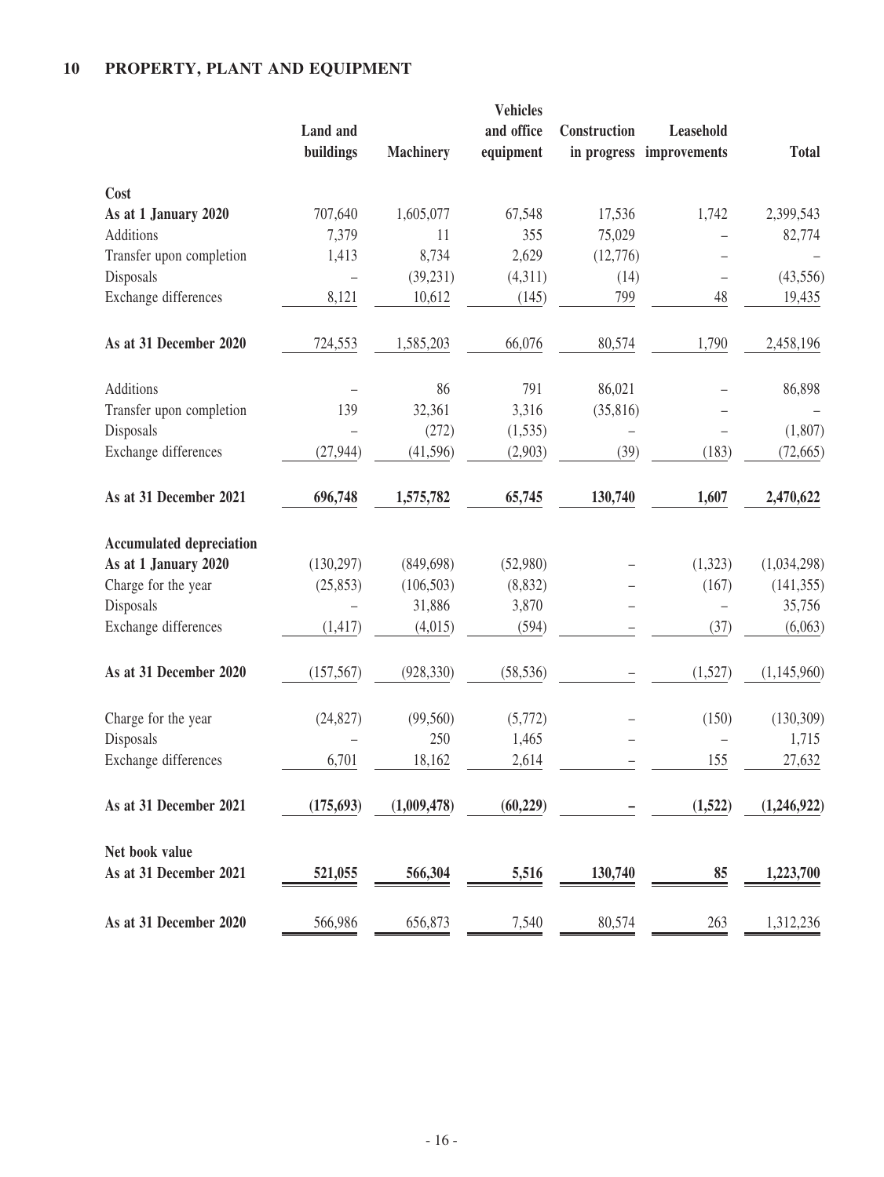## 10 PROPERTY, PLANT AND EQUIPMENT

| | Land and buildings | Machinery | Vehicles and office equipment | Construction in progress | Leasehold improvements | Total |
|---|---|---|---|---|---|---|
| **Cost** | | | | | | |
| **As at 1 January 2020** | 707,640 | 1,605,077 | 67,548 | 17,536 | 1,742 | 2,399,543 |
| Additions | 7,379 | 11 | 355 | 75,029 | – | 82,774 |
| Transfer upon completion | 1,413 | 8,734 | 2,629 | (12,776) | – | – |
| Disposals | – | (39,231) | (4,311) | (14) | – | (43,556) |
| Exchange differences | 8,121 | 10,612 | (145) | 799 | 48 | 19,435 |
| **As at 31 December 2020** | 724,553 | 1,585,203 | 66,076 | 80,574 | 1,790 | 2,458,196 |
| Additions | – | 86 | 791 | 86,021 | – | 86,898 |
| Transfer upon completion | 139 | 32,361 | 3,316 | (35,816) | – | – |
| Disposals | – | (272) | (1,535) | – | – | (1,807) |
| Exchange differences | (27,944) | (41,596) | (2,903) | (39) | (183) | (72,665) |
| **As at 31 December 2021** | **696,748** | **1,575,782** | **65,745** | **130,740** | **1,607** | **2,470,622** |
| **Accumulated depreciation** | | | | | | |
| **As at 1 January 2020** | (130,297) | (849,698) | (52,980) | – | (1,323) | (1,034,298) |
| Charge for the year | (25,853) | (106,503) | (8,832) | – | (167) | (141,355) |
| Disposals | – | 31,886 | 3,870 | – | – | 35,756 |
| Exchange differences | (1,417) | (4,015) | (594) | – | (37) | (6,063) |
| **As at 31 December 2020** | (157,567) | (928,330) | (58,536) | – | (1,527) | (1,145,960) |
| Charge for the year | (24,827) | (99,560) | (5,772) | – | (150) | (130,309) |
| Disposals | – | 250 | 1,465 | – | – | 1,715 |
| Exchange differences | 6,701 | 18,162 | 2,614 | – | 155 | 27,632 |
| **As at 31 December 2021** | **(175,693)** | **(1,009,478)** | **(60,229)** | **–** | **(1,522)** | **(1,246,922)** |
| **Net book value** | | | | | | |
| **As at 31 December 2021** | **521,055** | **566,304** | **5,516** | **130,740** | **85** | **1,223,700** |
| **As at 31 December 2020** | 566,986 | 656,873 | 7,540 | 80,574 | 263 | 1,312,236 |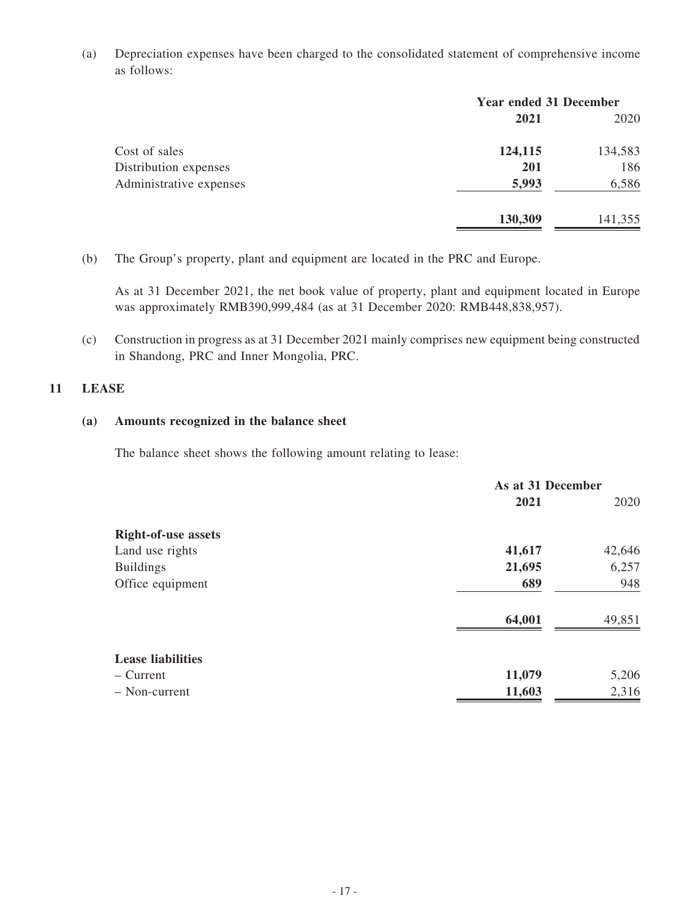(a) Depreciation expenses have been charged to the consolidated statement of comprehensive income as follows:

| | Year ended 31 December | |
|---|---|---|
| | **2021** | 2020 |
| Cost of sales | **124,115** | 134,583 |
| Distribution expenses | **201** | 186 |
| Administrative expenses | **5,993** | 6,586 |
| | **130,309** | 141,355 |

(b) The Group's property, plant and equipment are located in the PRC and Europe.

As at 31 December 2021, the net book value of property, plant and equipment located in Europe was approximately RMB390,999,484 (as at 31 December 2020: RMB448,838,957).

(c) Construction in progress as at 31 December 2021 mainly comprises new equipment being constructed in Shandong, PRC and Inner Mongolia, PRC.

## 11 LEASE

### (a) Amounts recognized in the balance sheet

The balance sheet shows the following amount relating to lease:

| | As at 31 December | |
|---|---|---|
| | **2021** | 2020 |
| **Right-of-use assets** | | |
| Land use rights | **41,617** | 42,646 |
| Buildings | **21,695** | 6,257 |
| Office equipment | **689** | 948 |
| | **64,001** | 49,851 |
| **Lease liabilities** | | |
| – Current | **11,079** | 5,206 |
| – Non-current | **11,603** | 2,316 |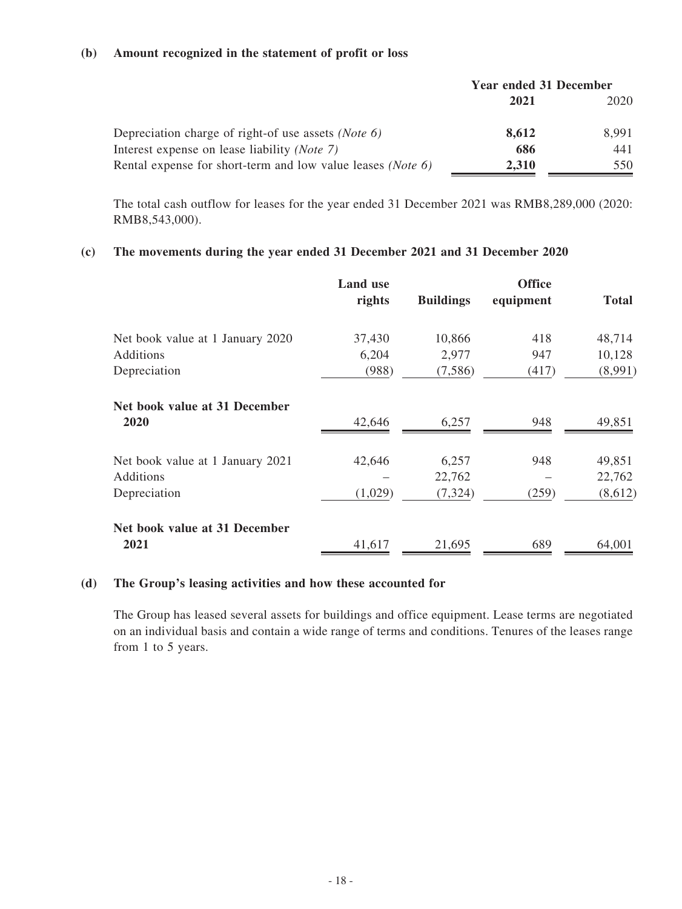**(b) Amount recognized in the statement of profit or loss**

| | Year ended 31 December | |
|---|---|---|
| | **2021** | 2020 |
| Depreciation charge of right-of use assets *(Note 6)* | **8,612** | 8,991 |
| Interest expense on lease liability *(Note 7)* | **686** | 441 |
| Rental expense for short-term and low value leases *(Note 6)* | **2,310** | 550 |

The total cash outflow for leases for the year ended 31 December 2021 was RMB8,289,000 (2020: RMB8,543,000).

**(c) The movements during the year ended 31 December 2021 and 31 December 2020**

| | Land use rights | Buildings | Office equipment | Total |
|---|---|---|---|---|
| Net book value at 1 January 2020 | 37,430 | 10,866 | 418 | 48,714 |
| Additions | 6,204 | 2,977 | 947 | 10,128 |
| Depreciation | (988) | (7,586) | (417) | (8,991) |
| **Net book value at 31 December 2020** | 42,646 | 6,257 | 948 | 49,851 |
| Net book value at 1 January 2021 | 42,646 | 6,257 | 948 | 49,851 |
| Additions | – | 22,762 | – | 22,762 |
| Depreciation | (1,029) | (7,324) | (259) | (8,612) |
| **Net book value at 31 December 2021** | 41,617 | 21,695 | 689 | 64,001 |

**(d) The Group's leasing activities and how these accounted for**

The Group has leased several assets for buildings and office equipment. Lease terms are negotiated on an individual basis and contain a wide range of terms and conditions. Tenures of the leases range from 1 to 5 years.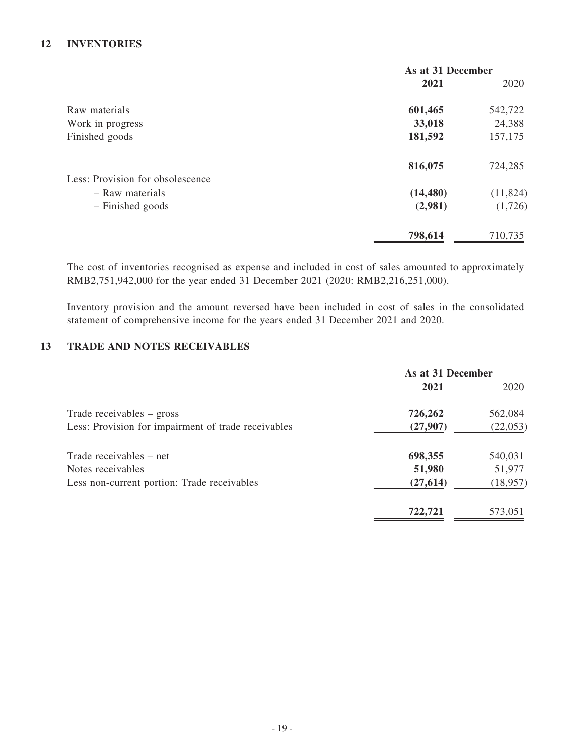## 12 INVENTORIES

| | As at 31 December | |
|---|---|---|
| | **2021** | 2020 |
| Raw materials | **601,465** | 542,722 |
| Work in progress | **33,018** | 24,388 |
| Finished goods | **181,592** | 157,175 |
| | **816,075** | 724,285 |
| Less: Provision for obsolescence | | |
| – Raw materials | **(14,480)** | (11,824) |
| – Finished goods | **(2,981)** | (1,726) |
| | **798,614** | 710,735 |

The cost of inventories recognised as expense and included in cost of sales amounted to approximately RMB2,751,942,000 for the year ended 31 December 2021 (2020: RMB2,216,251,000).

Inventory provision and the amount reversed have been included in cost of sales in the consolidated statement of comprehensive income for the years ended 31 December 2021 and 2020.

## 13 TRADE AND NOTES RECEIVABLES

| | As at 31 December | |
|---|---|---|
| | **2021** | 2020 |
| Trade receivables – gross | **726,262** | 562,084 |
| Less: Provision for impairment of trade receivables | **(27,907)** | (22,053) |
| Trade receivables – net | **698,355** | 540,031 |
| Notes receivables | **51,980** | 51,977 |
| Less non-current portion: Trade receivables | **(27,614)** | (18,957) |
| | **722,721** | 573,051 |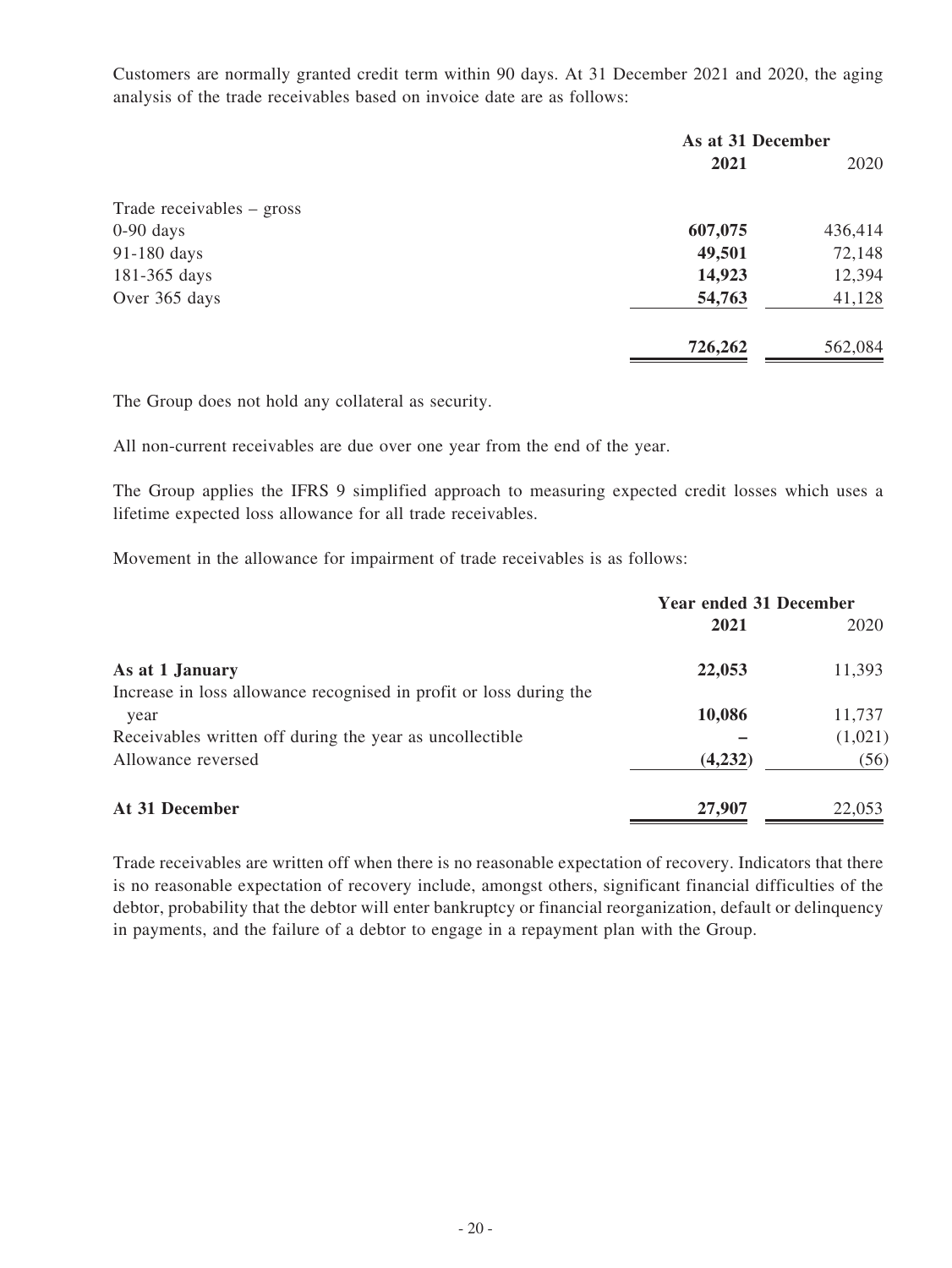Customers are normally granted credit term within 90 days. At 31 December 2021 and 2020, the aging analysis of the trade receivables based on invoice date are as follows:

| | As at 31 December | |
|---|---|---|
| | **2021** | 2020 |
| Trade receivables – gross | | |
| 0-90 days | **607,075** | 436,414 |
| 91-180 days | **49,501** | 72,148 |
| 181-365 days | **14,923** | 12,394 |
| Over 365 days | **54,763** | 41,128 |
| | **726,262** | 562,084 |

The Group does not hold any collateral as security.

All non-current receivables are due over one year from the end of the year.

The Group applies the IFRS 9 simplified approach to measuring expected credit losses which uses a lifetime expected loss allowance for all trade receivables.

Movement in the allowance for impairment of trade receivables is as follows:

| | Year ended 31 December | |
|---|---|---|
| | **2021** | 2020 |
| **As at 1 January** | **22,053** | 11,393 |
| Increase in loss allowance recognised in profit or loss during the year | **10,086** | 11,737 |
| Receivables written off during the year as uncollectible | **–** | (1,021) |
| Allowance reversed | **(4,232)** | (56) |
| **At 31 December** | **27,907** | 22,053 |

Trade receivables are written off when there is no reasonable expectation of recovery. Indicators that there is no reasonable expectation of recovery include, amongst others, significant financial difficulties of the debtor, probability that the debtor will enter bankruptcy or financial reorganization, default or delinquency in payments, and the failure of a debtor to engage in a repayment plan with the Group.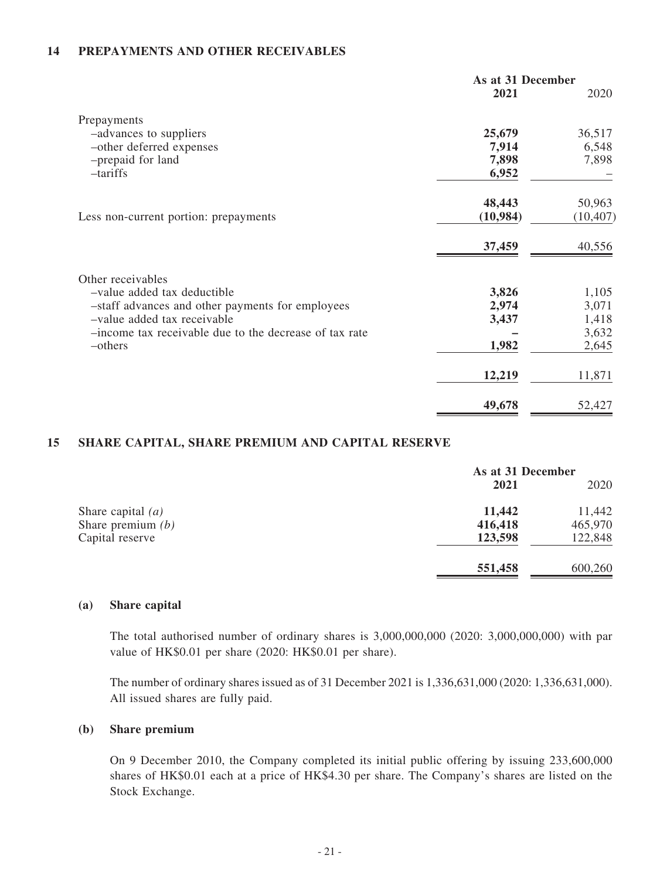### 14 PREPAYMENTS AND OTHER RECEIVABLES

| | As at 31 December | |
|---|---|---|
| | **2021** | 2020 |
| Prepayments | | |
| –advances to suppliers | **25,679** | 36,517 |
| –other deferred expenses | **7,914** | 6,548 |
| –prepaid for land | **7,898** | 7,898 |
| –tariffs | **6,952** | – |
| | **48,443** | 50,963 |
| Less non-current portion: prepayments | **(10,984)** | (10,407) |
| | **37,459** | 40,556 |
| Other receivables | | |
| –value added tax deductible | **3,826** | 1,105 |
| –staff advances and other payments for employees | **2,974** | 3,071 |
| –value added tax receivable | **3,437** | 1,418 |
| –income tax receivable due to the decrease of tax rate | **–** | 3,632 |
| –others | **1,982** | 2,645 |
| | **12,219** | 11,871 |
| | **49,678** | 52,427 |

### 15 SHARE CAPITAL, SHARE PREMIUM AND CAPITAL RESERVE

| | As at 31 December | |
|---|---|---|
| | **2021** | 2020 |
| Share capital *(a)* | **11,442** | 11,442 |
| Share premium *(b)* | **416,418** | 465,970 |
| Capital reserve | **123,598** | 122,848 |
| | **551,458** | 600,260 |

#### (a) Share capital

The total authorised number of ordinary shares is 3,000,000,000 (2020: 3,000,000,000) with par value of HK$0.01 per share (2020: HK$0.01 per share).

The number of ordinary shares issued as of 31 December 2021 is 1,336,631,000 (2020: 1,336,631,000). All issued shares are fully paid.

#### (b) Share premium

On 9 December 2010, the Company completed its initial public offering by issuing 233,600,000 shares of HK$0.01 each at a price of HK$4.30 per share. The Company's shares are listed on the Stock Exchange.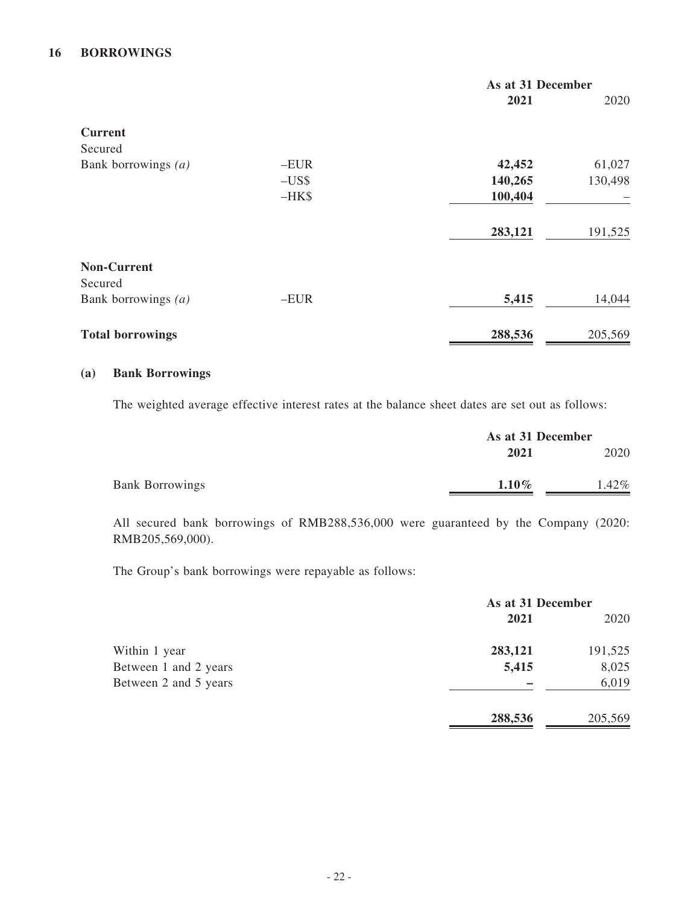## 16 BORROWINGS

| | | As at 31 December | |
|---|---|---|---|
| | | **2021** | 2020 |
| **Current** | | | |
| Secured | | | |
| Bank borrowings *(a)* | –EUR | **42,452** | 61,027 |
| | –US$ | **140,265** | 130,498 |
| | –HK$ | **100,404** | – |
| | | **283,121** | 191,525 |
| **Non-Current** | | | |
| Secured | | | |
| Bank borrowings *(a)* | –EUR | **5,415** | 14,044 |
| **Total borrowings** | | **288,536** | 205,569 |

### (a) Bank Borrowings

The weighted average effective interest rates at the balance sheet dates are set out as follows:

| | As at 31 December | |
|---|---|---|
| | **2021** | 2020 |
| Bank Borrowings | **1.10%** | 1.42% |

All secured bank borrowings of RMB288,536,000 were guaranteed by the Company (2020: RMB205,569,000).

The Group's bank borrowings were repayable as follows:

| | As at 31 December | |
|---|---|---|
| | **2021** | 2020 |
| Within 1 year | **283,121** | 191,525 |
| Between 1 and 2 years | **5,415** | 8,025 |
| Between 2 and 5 years | **–** | 6,019 |
| | **288,536** | 205,569 |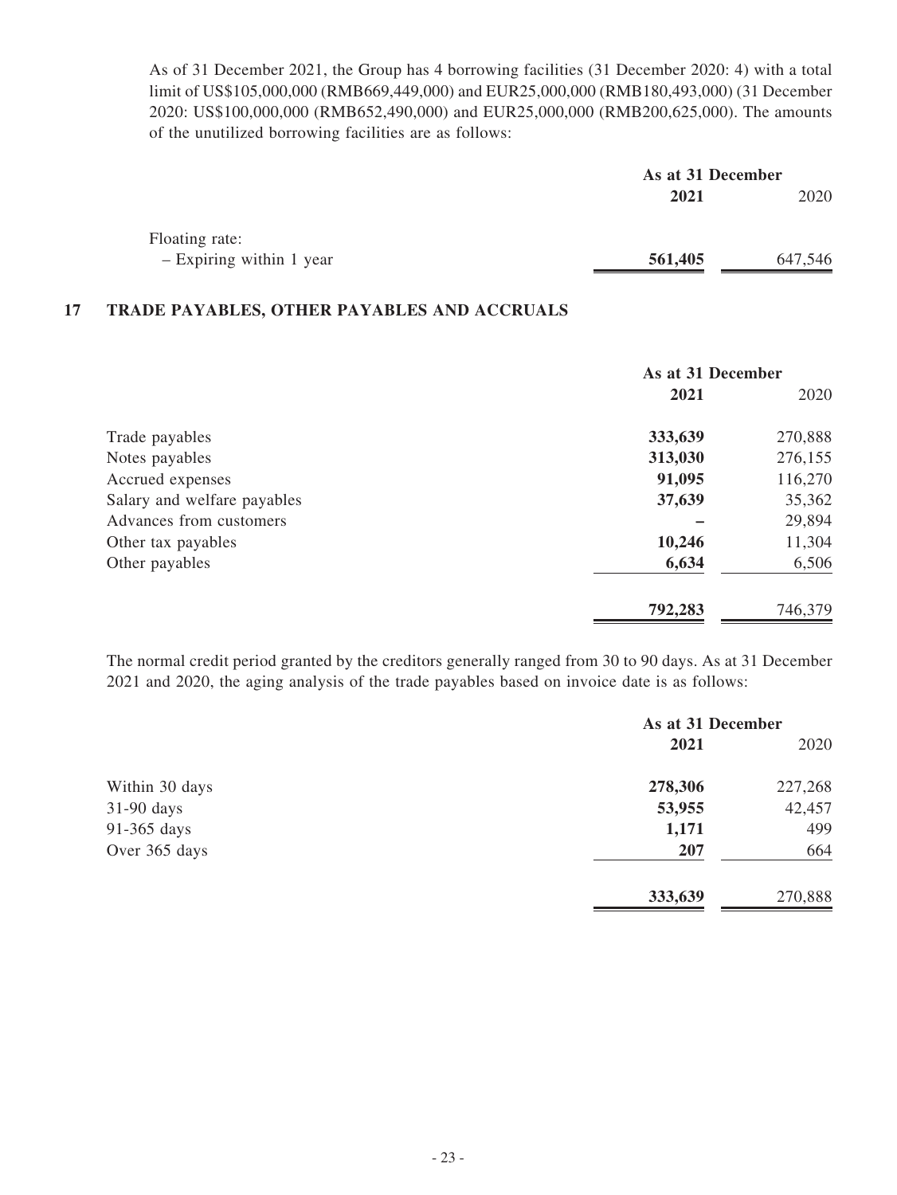As of 31 December 2021, the Group has 4 borrowing facilities (31 December 2020: 4) with a total limit of US$105,000,000 (RMB669,449,000) and EUR25,000,000 (RMB180,493,000) (31 December 2020: US$100,000,000 (RMB652,490,000) and EUR25,000,000 (RMB200,625,000). The amounts of the unutilized borrowing facilities are as follows:

| | As at 31 December | |
|---|---|---|
| | **2021** | 2020 |
| Floating rate: | | |
| – Expiring within 1 year | **561,405** | 647,546 |

## 17 TRADE PAYABLES, OTHER PAYABLES AND ACCRUALS

| | As at 31 December | |
|---|---|---|
| | **2021** | 2020 |
| Trade payables | **333,639** | 270,888 |
| Notes payables | **313,030** | 276,155 |
| Accrued expenses | **91,095** | 116,270 |
| Salary and welfare payables | **37,639** | 35,362 |
| Advances from customers | **–** | 29,894 |
| Other tax payables | **10,246** | 11,304 |
| Other payables | **6,634** | 6,506 |
| | **792,283** | 746,379 |

The normal credit period granted by the creditors generally ranged from 30 to 90 days. As at 31 December 2021 and 2020, the aging analysis of the trade payables based on invoice date is as follows:

| | As at 31 December | |
|---|---|---|
| | **2021** | 2020 |
| Within 30 days | **278,306** | 227,268 |
| 31-90 days | **53,955** | 42,457 |
| 91-365 days | **1,171** | 499 |
| Over 365 days | **207** | 664 |
| | **333,639** | 270,888 |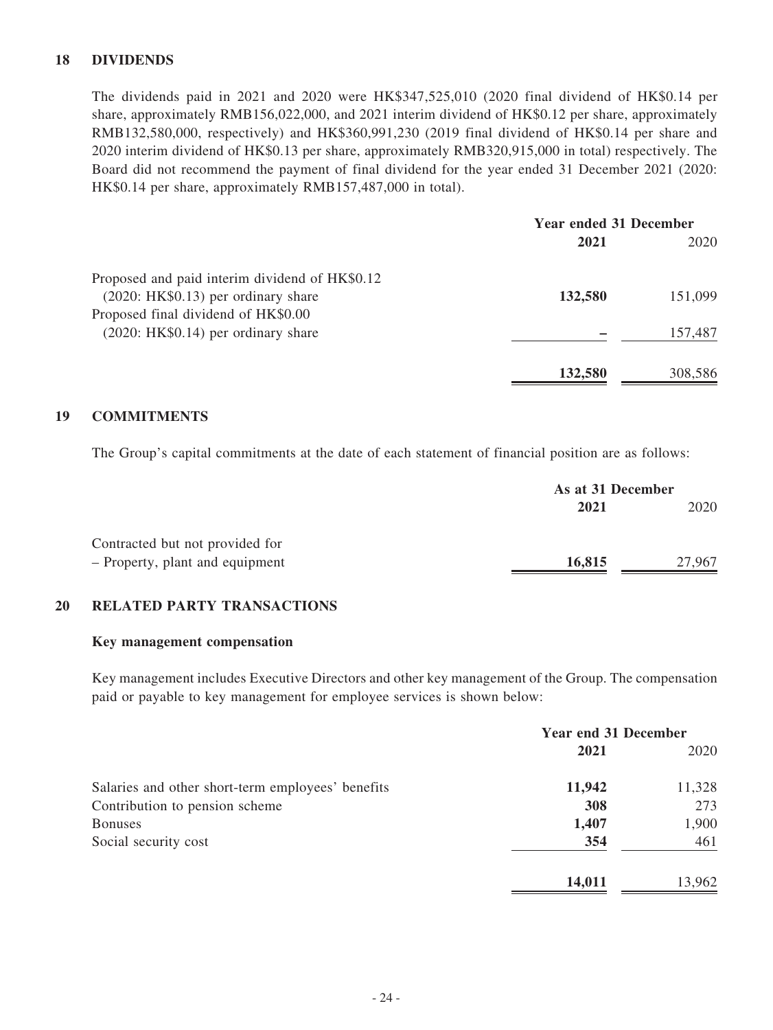## 18 DIVIDENDS

The dividends paid in 2021 and 2020 were HK$347,525,010 (2020 final dividend of HK$0.14 per share, approximately RMB156,022,000, and 2021 interim dividend of HK$0.12 per share, approximately RMB132,580,000, respectively) and HK$360,991,230 (2019 final dividend of HK$0.14 per share and 2020 interim dividend of HK$0.13 per share, approximately RMB320,915,000 in total) respectively. The Board did not recommend the payment of final dividend for the year ended 31 December 2021 (2020: HK$0.14 per share, approximately RMB157,487,000 in total).

| | Year ended 31 December | |
|---|---|---|
| | **2021** | 2020 |
| Proposed and paid interim dividend of HK$0.12 (2020: HK$0.13) per ordinary share | **132,580** | 151,099 |
| Proposed final dividend of HK$0.00 (2020: HK$0.14) per ordinary share | **–** | 157,487 |
| | **132,580** | 308,586 |

## 19 COMMITMENTS

The Group's capital commitments at the date of each statement of financial position are as follows:

| | As at 31 December | |
|---|---|---|
| | **2021** | 2020 |
| Contracted but not provided for | | |
| – Property, plant and equipment | **16,815** | 27,967 |

## 20 RELATED PARTY TRANSACTIONS

### Key management compensation

Key management includes Executive Directors and other key management of the Group. The compensation paid or payable to key management for employee services is shown below:

| | Year end 31 December | |
|---|---|---|
| | **2021** | 2020 |
| Salaries and other short-term employees' benefits | **11,942** | 11,328 |
| Contribution to pension scheme | **308** | 273 |
| Bonuses | **1,407** | 1,900 |
| Social security cost | **354** | 461 |
| | **14,011** | 13,962 |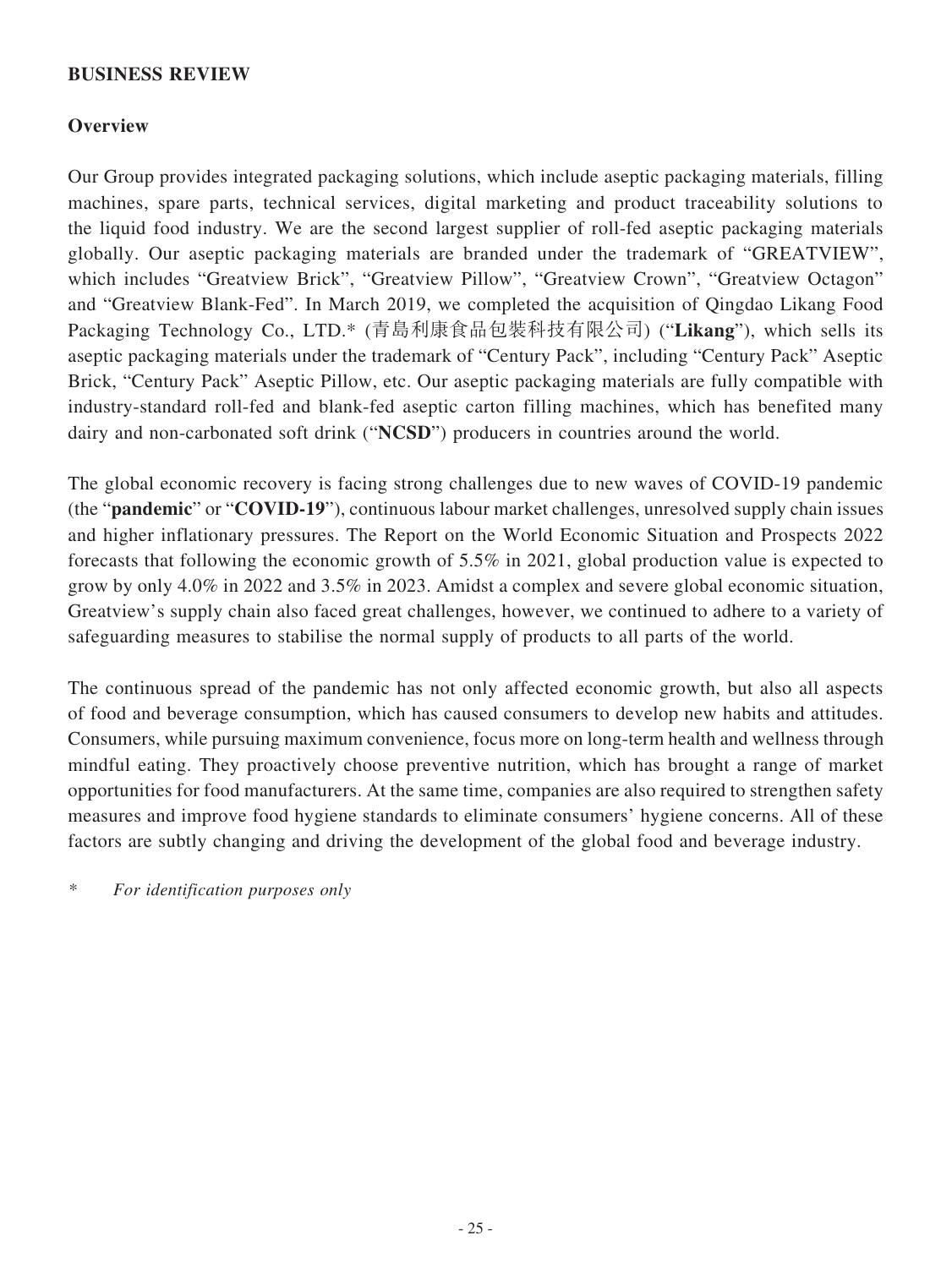## BUSINESS REVIEW

### Overview

Our Group provides integrated packaging solutions, which include aseptic packaging materials, filling machines, spare parts, technical services, digital marketing and product traceability solutions to the liquid food industry. We are the second largest supplier of roll-fed aseptic packaging materials globally. Our aseptic packaging materials are branded under the trademark of "GREATVIEW", which includes "Greatview Brick", "Greatview Pillow", "Greatview Crown", "Greatview Octagon" and "Greatview Blank-Fed". In March 2019, we completed the acquisition of Qingdao Likang Food Packaging Technology Co., LTD.* (青島利康食品包裝科技有限公司) ("**Likang**"), which sells its aseptic packaging materials under the trademark of "Century Pack", including "Century Pack" Aseptic Brick, "Century Pack" Aseptic Pillow, etc. Our aseptic packaging materials are fully compatible with industry-standard roll-fed and blank-fed aseptic carton filling machines, which has benefited many dairy and non-carbonated soft drink ("**NCSD**") producers in countries around the world.

The global economic recovery is facing strong challenges due to new waves of COVID-19 pandemic (the "**pandemic**" or "**COVID-19**"), continuous labour market challenges, unresolved supply chain issues and higher inflationary pressures. The Report on the World Economic Situation and Prospects 2022 forecasts that following the economic growth of 5.5% in 2021, global production value is expected to grow by only 4.0% in 2022 and 3.5% in 2023. Amidst a complex and severe global economic situation, Greatview's supply chain also faced great challenges, however, we continued to adhere to a variety of safeguarding measures to stabilise the normal supply of products to all parts of the world.

The continuous spread of the pandemic has not only affected economic growth, but also all aspects of food and beverage consumption, which has caused consumers to develop new habits and attitudes. Consumers, while pursuing maximum convenience, focus more on long-term health and wellness through mindful eating. They proactively choose preventive nutrition, which has brought a range of market opportunities for food manufacturers. At the same time, companies are also required to strengthen safety measures and improve food hygiene standards to eliminate consumers' hygiene concerns. All of these factors are subtly changing and driving the development of the global food and beverage industry.

\* *For identification purposes only*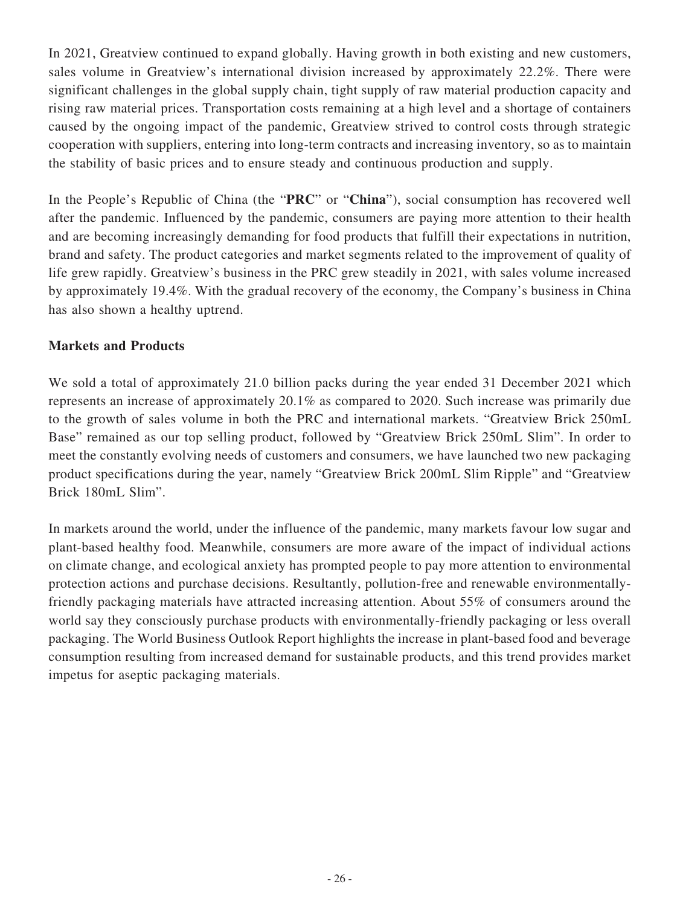In 2021, Greatview continued to expand globally. Having growth in both existing and new customers, sales volume in Greatview's international division increased by approximately 22.2%. There were significant challenges in the global supply chain, tight supply of raw material production capacity and rising raw material prices. Transportation costs remaining at a high level and a shortage of containers caused by the ongoing impact of the pandemic, Greatview strived to control costs through strategic cooperation with suppliers, entering into long-term contracts and increasing inventory, so as to maintain the stability of basic prices and to ensure steady and continuous production and supply.

In the People's Republic of China (the "**PRC**" or "**China**"), social consumption has recovered well after the pandemic. Influenced by the pandemic, consumers are paying more attention to their health and are becoming increasingly demanding for food products that fulfill their expectations in nutrition, brand and safety. The product categories and market segments related to the improvement of quality of life grew rapidly. Greatview's business in the PRC grew steadily in 2021, with sales volume increased by approximately 19.4%. With the gradual recovery of the economy, the Company's business in China has also shown a healthy uptrend.

**Markets and Products**

We sold a total of approximately 21.0 billion packs during the year ended 31 December 2021 which represents an increase of approximately 20.1% as compared to 2020. Such increase was primarily due to the growth of sales volume in both the PRC and international markets. "Greatview Brick 250mL Base" remained as our top selling product, followed by "Greatview Brick 250mL Slim". In order to meet the constantly evolving needs of customers and consumers, we have launched two new packaging product specifications during the year, namely "Greatview Brick 200mL Slim Ripple" and "Greatview Brick 180mL Slim".

In markets around the world, under the influence of the pandemic, many markets favour low sugar and plant-based healthy food. Meanwhile, consumers are more aware of the impact of individual actions on climate change, and ecological anxiety has prompted people to pay more attention to environmental protection actions and purchase decisions. Resultantly, pollution-free and renewable environmentally-friendly packaging materials have attracted increasing attention. About 55% of consumers around the world say they consciously purchase products with environmentally-friendly packaging or less overall packaging. The World Business Outlook Report highlights the increase in plant-based food and beverage consumption resulting from increased demand for sustainable products, and this trend provides market impetus for aseptic packaging materials.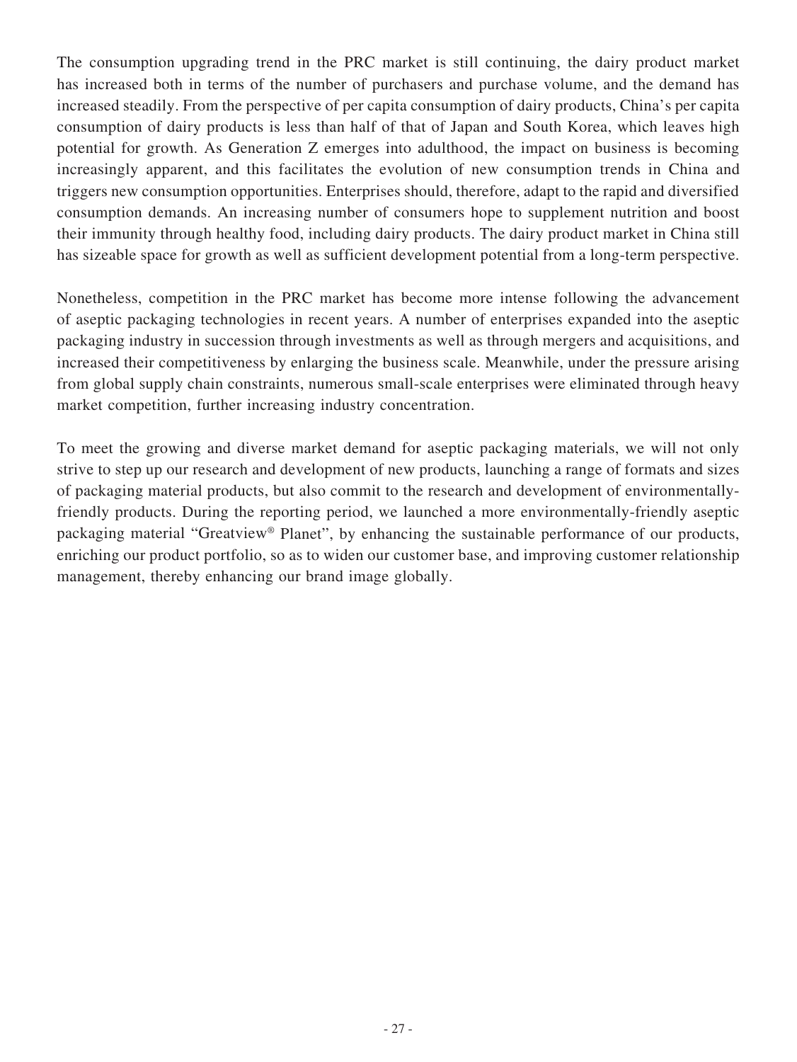The consumption upgrading trend in the PRC market is still continuing, the dairy product market has increased both in terms of the number of purchasers and purchase volume, and the demand has increased steadily. From the perspective of per capita consumption of dairy products, China's per capita consumption of dairy products is less than half of that of Japan and South Korea, which leaves high potential for growth. As Generation Z emerges into adulthood, the impact on business is becoming increasingly apparent, and this facilitates the evolution of new consumption trends in China and triggers new consumption opportunities. Enterprises should, therefore, adapt to the rapid and diversified consumption demands. An increasing number of consumers hope to supplement nutrition and boost their immunity through healthy food, including dairy products. The dairy product market in China still has sizeable space for growth as well as sufficient development potential from a long-term perspective.

Nonetheless, competition in the PRC market has become more intense following the advancement of aseptic packaging technologies in recent years. A number of enterprises expanded into the aseptic packaging industry in succession through investments as well as through mergers and acquisitions, and increased their competitiveness by enlarging the business scale. Meanwhile, under the pressure arising from global supply chain constraints, numerous small-scale enterprises were eliminated through heavy market competition, further increasing industry concentration.

To meet the growing and diverse market demand for aseptic packaging materials, we will not only strive to step up our research and development of new products, launching a range of formats and sizes of packaging material products, but also commit to the research and development of environmentally-friendly products. During the reporting period, we launched a more environmentally-friendly aseptic packaging material "Greatview® Planet", by enhancing the sustainable performance of our products, enriching our product portfolio, so as to widen our customer base, and improving customer relationship management, thereby enhancing our brand image globally.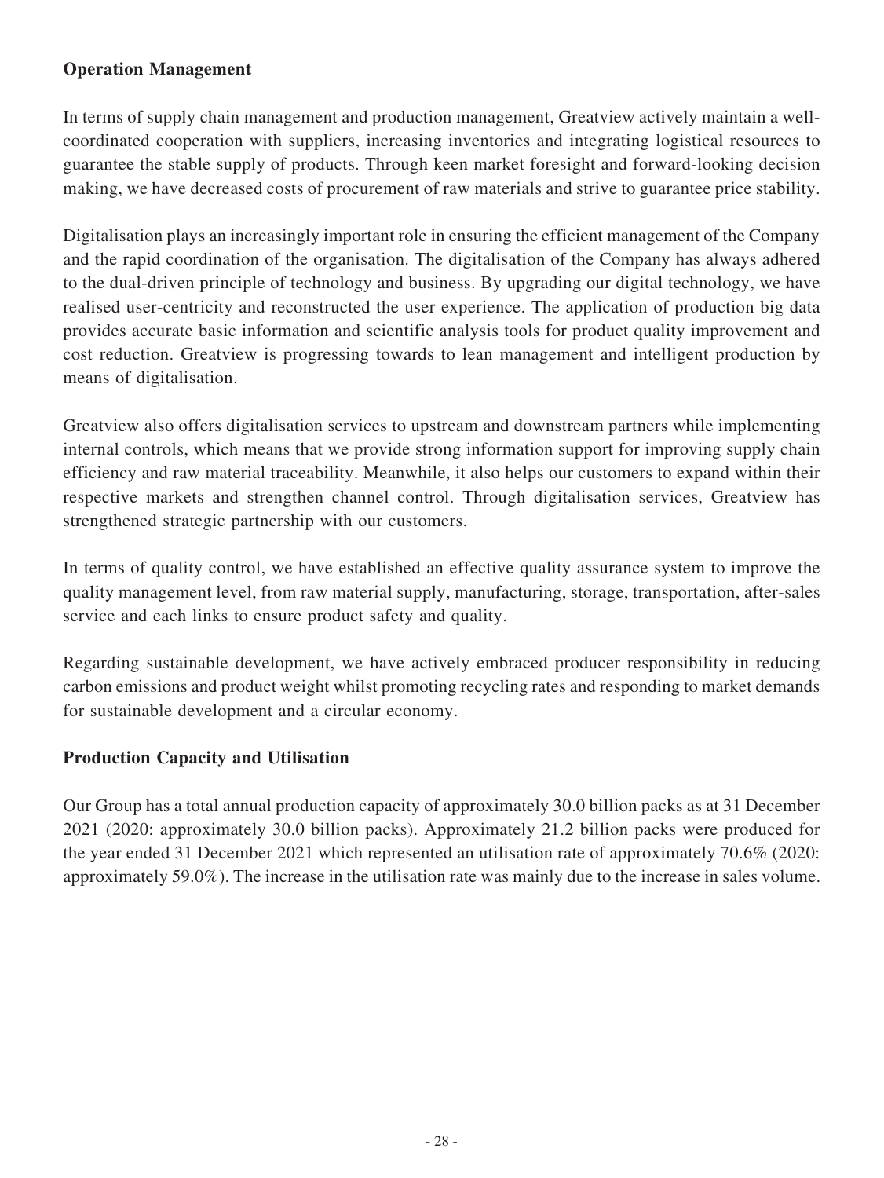## Operation Management

In terms of supply chain management and production management, Greatview actively maintain a well-coordinated cooperation with suppliers, increasing inventories and integrating logistical resources to guarantee the stable supply of products. Through keen market foresight and forward-looking decision making, we have decreased costs of procurement of raw materials and strive to guarantee price stability.

Digitalisation plays an increasingly important role in ensuring the efficient management of the Company and the rapid coordination of the organisation. The digitalisation of the Company has always adhered to the dual-driven principle of technology and business. By upgrading our digital technology, we have realised user-centricity and reconstructed the user experience. The application of production big data provides accurate basic information and scientific analysis tools for product quality improvement and cost reduction. Greatview is progressing towards to lean management and intelligent production by means of digitalisation.

Greatview also offers digitalisation services to upstream and downstream partners while implementing internal controls, which means that we provide strong information support for improving supply chain efficiency and raw material traceability. Meanwhile, it also helps our customers to expand within their respective markets and strengthen channel control. Through digitalisation services, Greatview has strengthened strategic partnership with our customers.

In terms of quality control, we have established an effective quality assurance system to improve the quality management level, from raw material supply, manufacturing, storage, transportation, after-sales service and each links to ensure product safety and quality.

Regarding sustainable development, we have actively embraced producer responsibility in reducing carbon emissions and product weight whilst promoting recycling rates and responding to market demands for sustainable development and a circular economy.

## Production Capacity and Utilisation

Our Group has a total annual production capacity of approximately 30.0 billion packs as at 31 December 2021 (2020: approximately 30.0 billion packs). Approximately 21.2 billion packs were produced for the year ended 31 December 2021 which represented an utilisation rate of approximately 70.6% (2020: approximately 59.0%). The increase in the utilisation rate was mainly due to the increase in sales volume.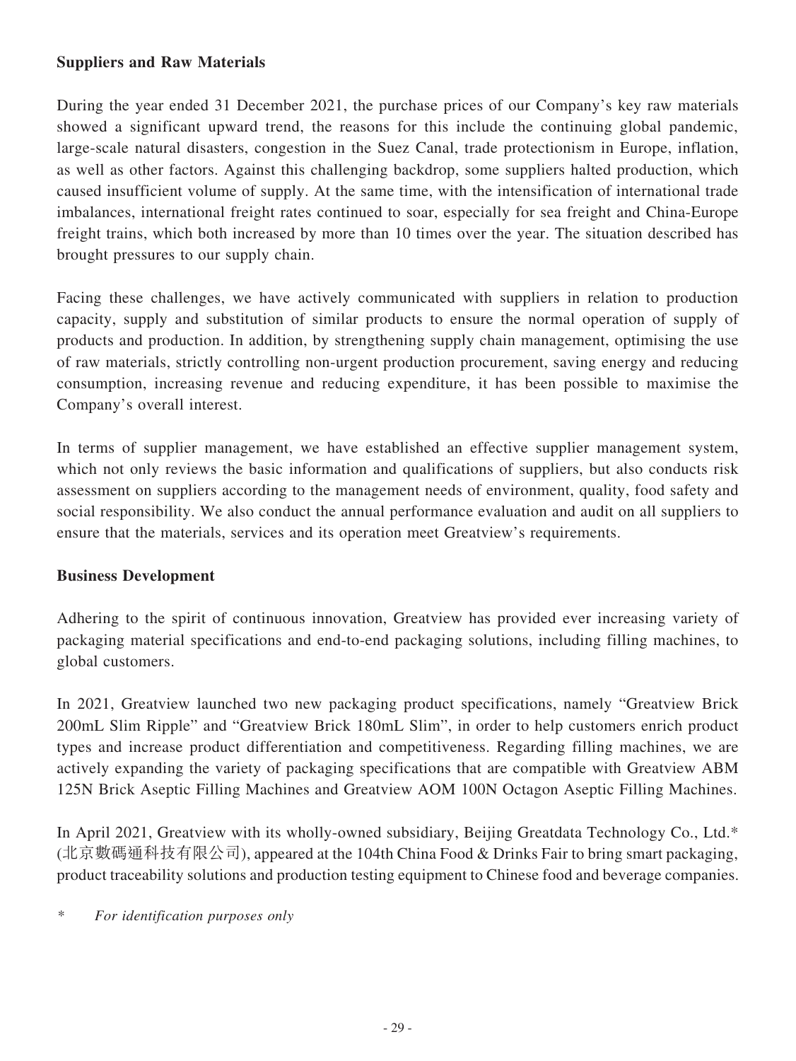**Suppliers and Raw Materials**

During the year ended 31 December 2021, the purchase prices of our Company's key raw materials showed a significant upward trend, the reasons for this include the continuing global pandemic, large-scale natural disasters, congestion in the Suez Canal, trade protectionism in Europe, inflation, as well as other factors. Against this challenging backdrop, some suppliers halted production, which caused insufficient volume of supply. At the same time, with the intensification of international trade imbalances, international freight rates continued to soar, especially for sea freight and China-Europe freight trains, which both increased by more than 10 times over the year. The situation described has brought pressures to our supply chain.

Facing these challenges, we have actively communicated with suppliers in relation to production capacity, supply and substitution of similar products to ensure the normal operation of supply of products and production. In addition, by strengthening supply chain management, optimising the use of raw materials, strictly controlling non-urgent production procurement, saving energy and reducing consumption, increasing revenue and reducing expenditure, it has been possible to maximise the Company's overall interest.

In terms of supplier management, we have established an effective supplier management system, which not only reviews the basic information and qualifications of suppliers, but also conducts risk assessment on suppliers according to the management needs of environment, quality, food safety and social responsibility. We also conduct the annual performance evaluation and audit on all suppliers to ensure that the materials, services and its operation meet Greatview's requirements.

**Business Development**

Adhering to the spirit of continuous innovation, Greatview has provided ever increasing variety of packaging material specifications and end-to-end packaging solutions, including filling machines, to global customers.

In 2021, Greatview launched two new packaging product specifications, namely "Greatview Brick 200mL Slim Ripple" and "Greatview Brick 180mL Slim", in order to help customers enrich product types and increase product differentiation and competitiveness. Regarding filling machines, we are actively expanding the variety of packaging specifications that are compatible with Greatview ABM 125N Brick Aseptic Filling Machines and Greatview AOM 100N Octagon Aseptic Filling Machines.

In April 2021, Greatview with its wholly-owned subsidiary, Beijing Greatdata Technology Co., Ltd.* (北京數碼通科技有限公司), appeared at the 104th China Food & Drinks Fair to bring smart packaging, product traceability solutions and production testing equipment to Chinese food and beverage companies.

\* *For identification purposes only*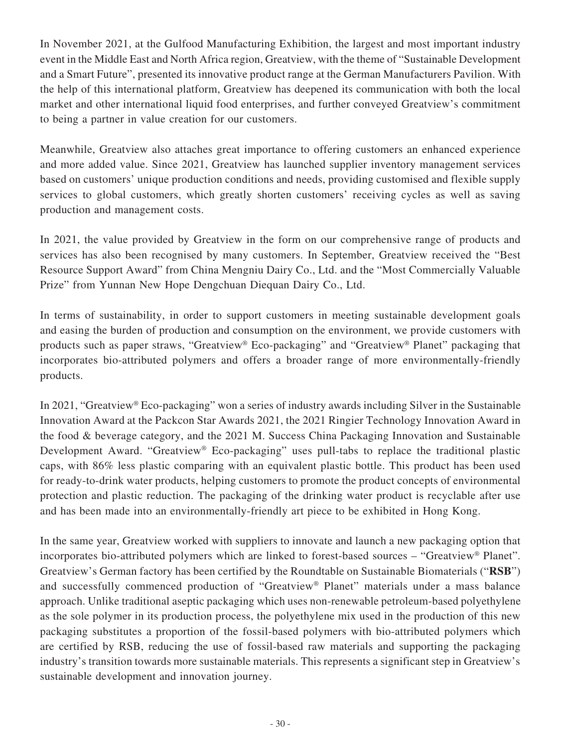In November 2021, at the Gulfood Manufacturing Exhibition, the largest and most important industry event in the Middle East and North Africa region, Greatview, with the theme of "Sustainable Development and a Smart Future", presented its innovative product range at the German Manufacturers Pavilion. With the help of this international platform, Greatview has deepened its communication with both the local market and other international liquid food enterprises, and further conveyed Greatview's commitment to being a partner in value creation for our customers.

Meanwhile, Greatview also attaches great importance to offering customers an enhanced experience and more added value. Since 2021, Greatview has launched supplier inventory management services based on customers' unique production conditions and needs, providing customised and flexible supply services to global customers, which greatly shorten customers' receiving cycles as well as saving production and management costs.

In 2021, the value provided by Greatview in the form on our comprehensive range of products and services has also been recognised by many customers. In September, Greatview received the "Best Resource Support Award" from China Mengniu Dairy Co., Ltd. and the "Most Commercially Valuable Prize" from Yunnan New Hope Dengchuan Diequan Dairy Co., Ltd.

In terms of sustainability, in order to support customers in meeting sustainable development goals and easing the burden of production and consumption on the environment, we provide customers with products such as paper straws, "Greatview® Eco-packaging" and "Greatview® Planet" packaging that incorporates bio-attributed polymers and offers a broader range of more environmentally-friendly products.

In 2021, "Greatview® Eco-packaging" won a series of industry awards including Silver in the Sustainable Innovation Award at the Packcon Star Awards 2021, the 2021 Ringier Technology Innovation Award in the food & beverage category, and the 2021 M. Success China Packaging Innovation and Sustainable Development Award. "Greatview® Eco-packaging" uses pull-tabs to replace the traditional plastic caps, with 86% less plastic comparing with an equivalent plastic bottle. This product has been used for ready-to-drink water products, helping customers to promote the product concepts of environmental protection and plastic reduction. The packaging of the drinking water product is recyclable after use and has been made into an environmentally-friendly art piece to be exhibited in Hong Kong.

In the same year, Greatview worked with suppliers to innovate and launch a new packaging option that incorporates bio-attributed polymers which are linked to forest-based sources – "Greatview® Planet". Greatview's German factory has been certified by the Roundtable on Sustainable Biomaterials ("**RSB**") and successfully commenced production of "Greatview® Planet" materials under a mass balance approach. Unlike traditional aseptic packaging which uses non-renewable petroleum-based polyethylene as the sole polymer in its production process, the polyethylene mix used in the production of this new packaging substitutes a proportion of the fossil-based polymers with bio-attributed polymers which are certified by RSB, reducing the use of fossil-based raw materials and supporting the packaging industry's transition towards more sustainable materials. This represents a significant step in Greatview's sustainable development and innovation journey.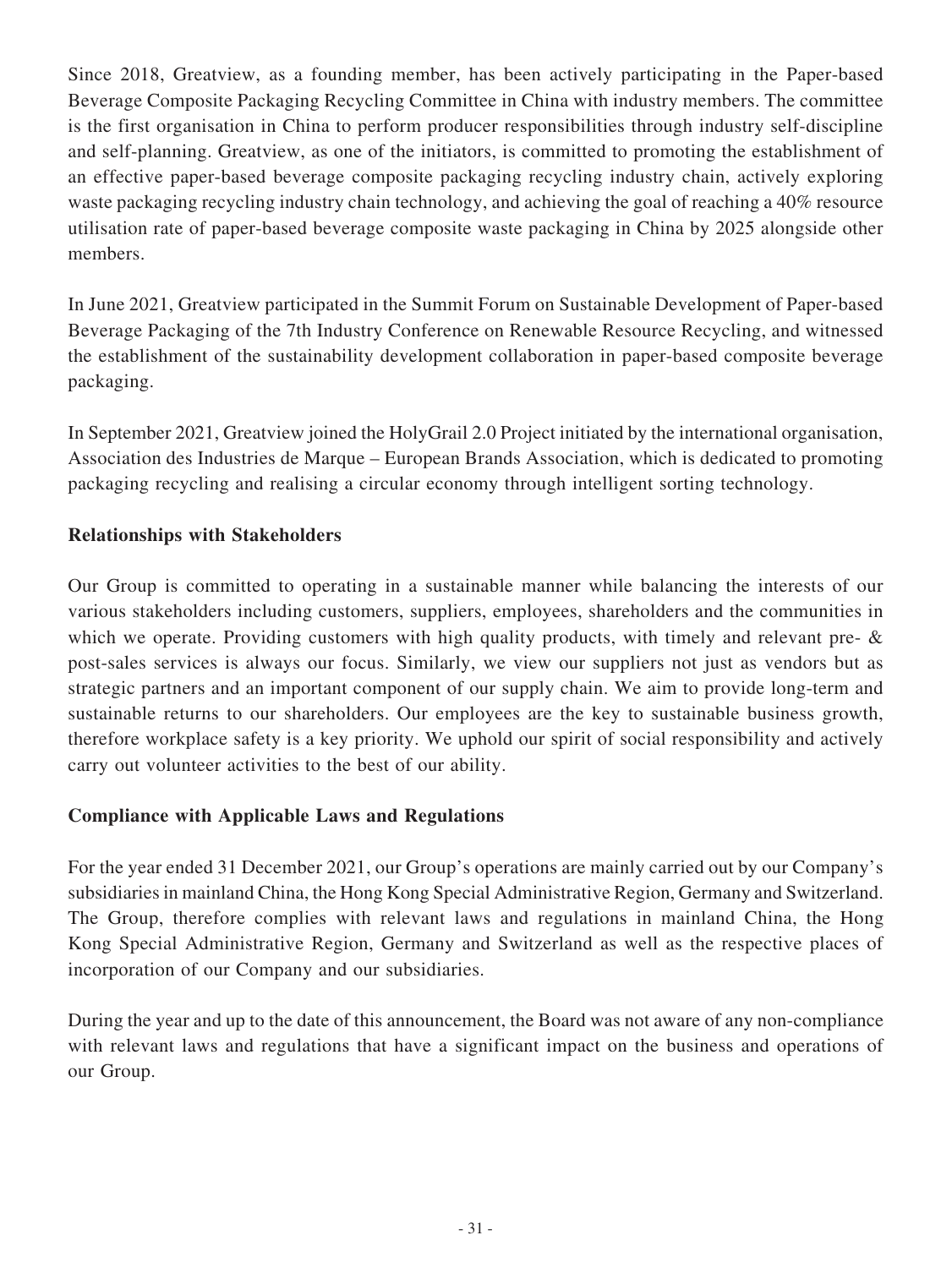Since 2018, Greatview, as a founding member, has been actively participating in the Paper-based Beverage Composite Packaging Recycling Committee in China with industry members. The committee is the first organisation in China to perform producer responsibilities through industry self-discipline and self-planning. Greatview, as one of the initiators, is committed to promoting the establishment of an effective paper-based beverage composite packaging recycling industry chain, actively exploring waste packaging recycling industry chain technology, and achieving the goal of reaching a 40% resource utilisation rate of paper-based beverage composite waste packaging in China by 2025 alongside other members.

In June 2021, Greatview participated in the Summit Forum on Sustainable Development of Paper-based Beverage Packaging of the 7th Industry Conference on Renewable Resource Recycling, and witnessed the establishment of the sustainability development collaboration in paper-based composite beverage packaging.

In September 2021, Greatview joined the HolyGrail 2.0 Project initiated by the international organisation, Association des Industries de Marque – European Brands Association, which is dedicated to promoting packaging recycling and realising a circular economy through intelligent sorting technology.

**Relationships with Stakeholders**

Our Group is committed to operating in a sustainable manner while balancing the interests of our various stakeholders including customers, suppliers, employees, shareholders and the communities in which we operate. Providing customers with high quality products, with timely and relevant pre- & post-sales services is always our focus. Similarly, we view our suppliers not just as vendors but as strategic partners and an important component of our supply chain. We aim to provide long-term and sustainable returns to our shareholders. Our employees are the key to sustainable business growth, therefore workplace safety is a key priority. We uphold our spirit of social responsibility and actively carry out volunteer activities to the best of our ability.

**Compliance with Applicable Laws and Regulations**

For the year ended 31 December 2021, our Group's operations are mainly carried out by our Company's subsidiaries in mainland China, the Hong Kong Special Administrative Region, Germany and Switzerland. The Group, therefore complies with relevant laws and regulations in mainland China, the Hong Kong Special Administrative Region, Germany and Switzerland as well as the respective places of incorporation of our Company and our subsidiaries.

During the year and up to the date of this announcement, the Board was not aware of any non-compliance with relevant laws and regulations that have a significant impact on the business and operations of our Group.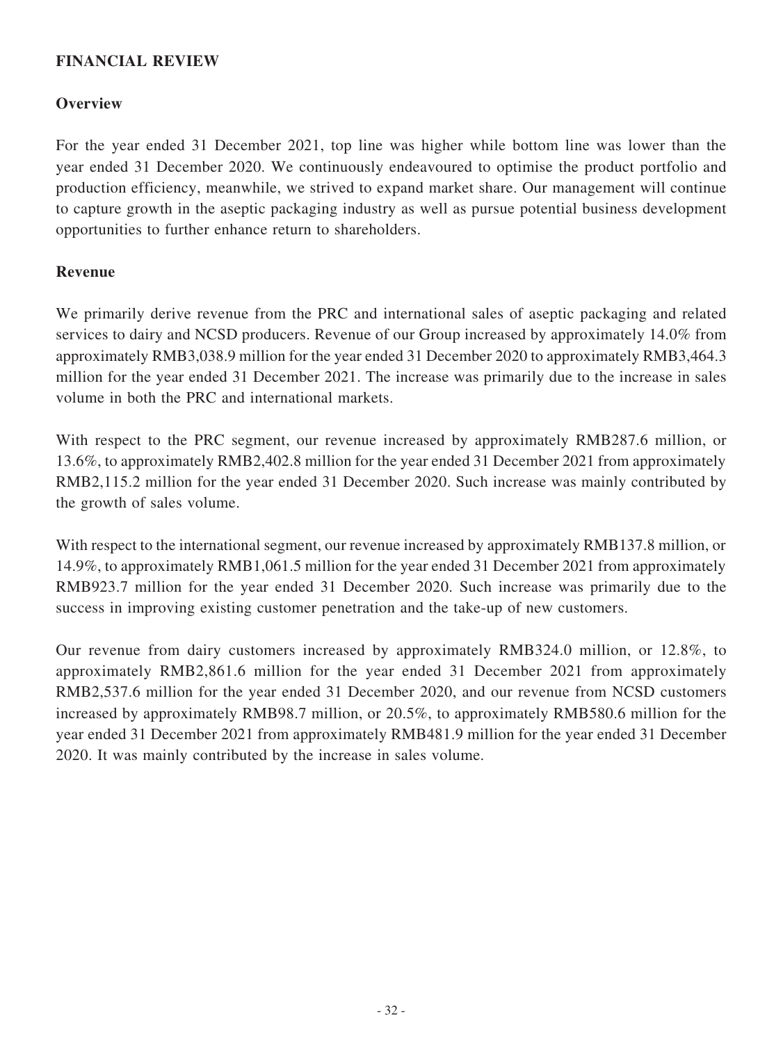## FINANCIAL REVIEW

### Overview

For the year ended 31 December 2021, top line was higher while bottom line was lower than the year ended 31 December 2020. We continuously endeavoured to optimise the product portfolio and production efficiency, meanwhile, we strived to expand market share. Our management will continue to capture growth in the aseptic packaging industry as well as pursue potential business development opportunities to further enhance return to shareholders.

### Revenue

We primarily derive revenue from the PRC and international sales of aseptic packaging and related services to dairy and NCSD producers. Revenue of our Group increased by approximately 14.0% from approximately RMB3,038.9 million for the year ended 31 December 2020 to approximately RMB3,464.3 million for the year ended 31 December 2021. The increase was primarily due to the increase in sales volume in both the PRC and international markets.

With respect to the PRC segment, our revenue increased by approximately RMB287.6 million, or 13.6%, to approximately RMB2,402.8 million for the year ended 31 December 2021 from approximately RMB2,115.2 million for the year ended 31 December 2020. Such increase was mainly contributed by the growth of sales volume.

With respect to the international segment, our revenue increased by approximately RMB137.8 million, or 14.9%, to approximately RMB1,061.5 million for the year ended 31 December 2021 from approximately RMB923.7 million for the year ended 31 December 2020. Such increase was primarily due to the success in improving existing customer penetration and the take-up of new customers.

Our revenue from dairy customers increased by approximately RMB324.0 million, or 12.8%, to approximately RMB2,861.6 million for the year ended 31 December 2021 from approximately RMB2,537.6 million for the year ended 31 December 2020, and our revenue from NCSD customers increased by approximately RMB98.7 million, or 20.5%, to approximately RMB580.6 million for the year ended 31 December 2021 from approximately RMB481.9 million for the year ended 31 December 2020. It was mainly contributed by the increase in sales volume.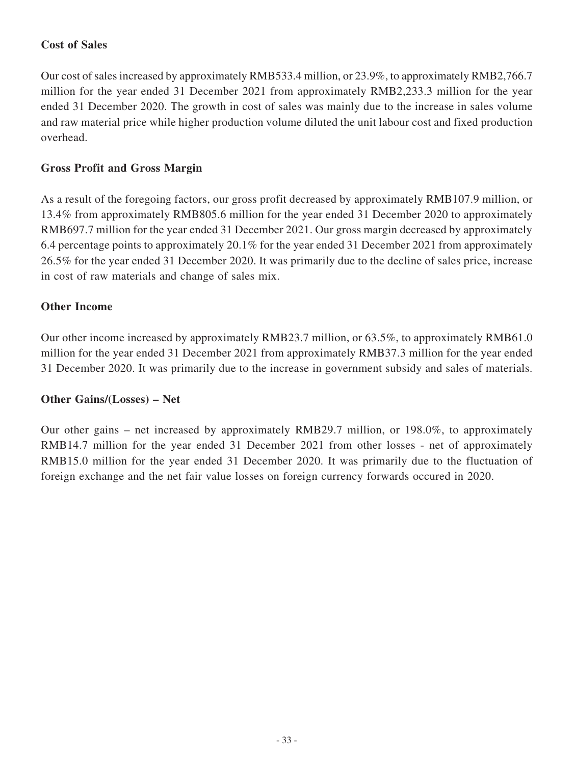**Cost of Sales**

Our cost of sales increased by approximately RMB533.4 million, or 23.9%, to approximately RMB2,766.7 million for the year ended 31 December 2021 from approximately RMB2,233.3 million for the year ended 31 December 2020. The growth in cost of sales was mainly due to the increase in sales volume and raw material price while higher production volume diluted the unit labour cost and fixed production overhead.

**Gross Profit and Gross Margin**

As a result of the foregoing factors, our gross profit decreased by approximately RMB107.9 million, or 13.4% from approximately RMB805.6 million for the year ended 31 December 2020 to approximately RMB697.7 million for the year ended 31 December 2021. Our gross margin decreased by approximately 6.4 percentage points to approximately 20.1% for the year ended 31 December 2021 from approximately 26.5% for the year ended 31 December 2020. It was primarily due to the decline of sales price, increase in cost of raw materials and change of sales mix.

**Other Income**

Our other income increased by approximately RMB23.7 million, or 63.5%, to approximately RMB61.0 million for the year ended 31 December 2021 from approximately RMB37.3 million for the year ended 31 December 2020. It was primarily due to the increase in government subsidy and sales of materials.

**Other Gains/(Losses) – Net**

Our other gains – net increased by approximately RMB29.7 million, or 198.0%, to approximately RMB14.7 million for the year ended 31 December 2021 from other losses - net of approximately RMB15.0 million for the year ended 31 December 2020. It was primarily due to the fluctuation of foreign exchange and the net fair value losses on foreign currency forwards occured in 2020.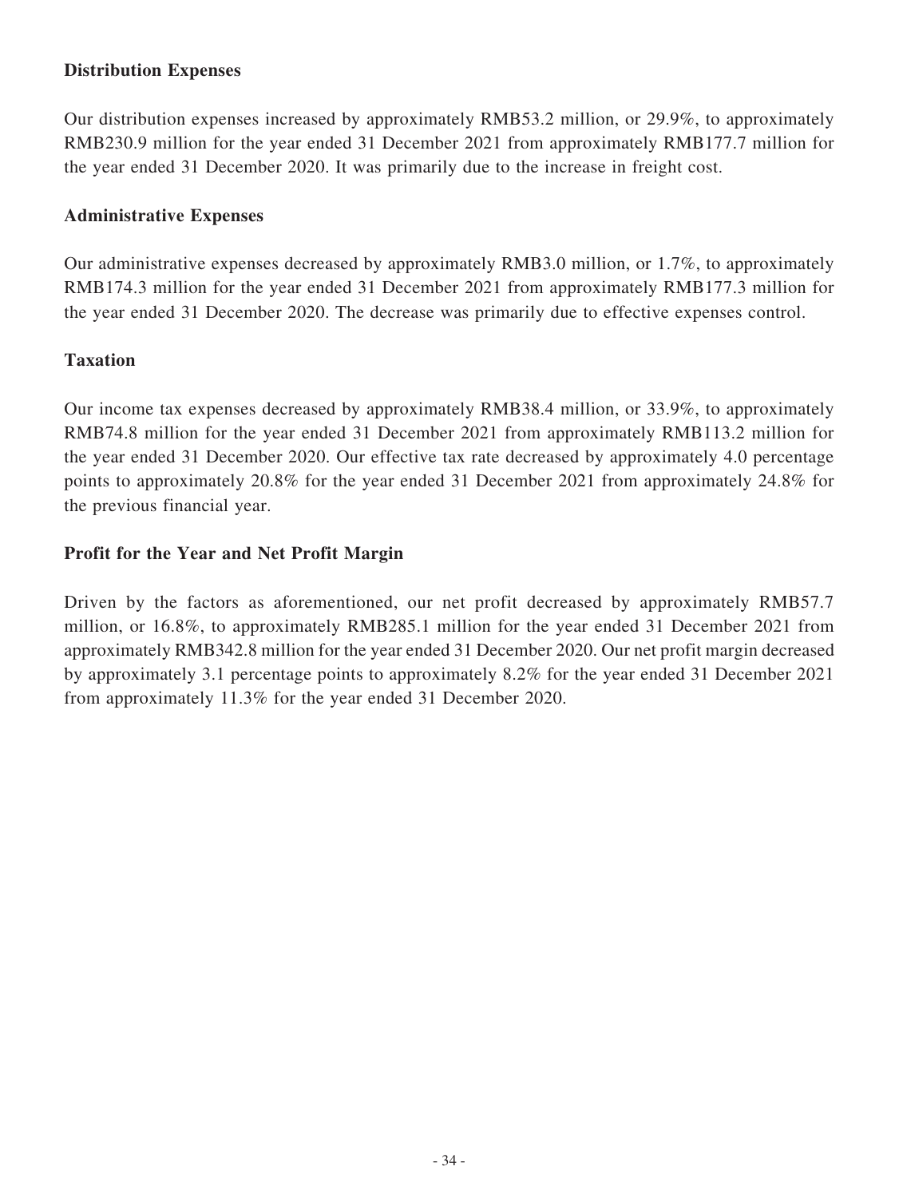### Distribution Expenses

Our distribution expenses increased by approximately RMB53.2 million, or 29.9%, to approximately RMB230.9 million for the year ended 31 December 2021 from approximately RMB177.7 million for the year ended 31 December 2020. It was primarily due to the increase in freight cost.

### Administrative Expenses

Our administrative expenses decreased by approximately RMB3.0 million, or 1.7%, to approximately RMB174.3 million for the year ended 31 December 2021 from approximately RMB177.3 million for the year ended 31 December 2020. The decrease was primarily due to effective expenses control.

### Taxation

Our income tax expenses decreased by approximately RMB38.4 million, or 33.9%, to approximately RMB74.8 million for the year ended 31 December 2021 from approximately RMB113.2 million for the year ended 31 December 2020. Our effective tax rate decreased by approximately 4.0 percentage points to approximately 20.8% for the year ended 31 December 2021 from approximately 24.8% for the previous financial year.

### Profit for the Year and Net Profit Margin

Driven by the factors as aforementioned, our net profit decreased by approximately RMB57.7 million, or 16.8%, to approximately RMB285.1 million for the year ended 31 December 2021 from approximately RMB342.8 million for the year ended 31 December 2020. Our net profit margin decreased by approximately 3.1 percentage points to approximately 8.2% for the year ended 31 December 2021 from approximately 11.3% for the year ended 31 December 2020.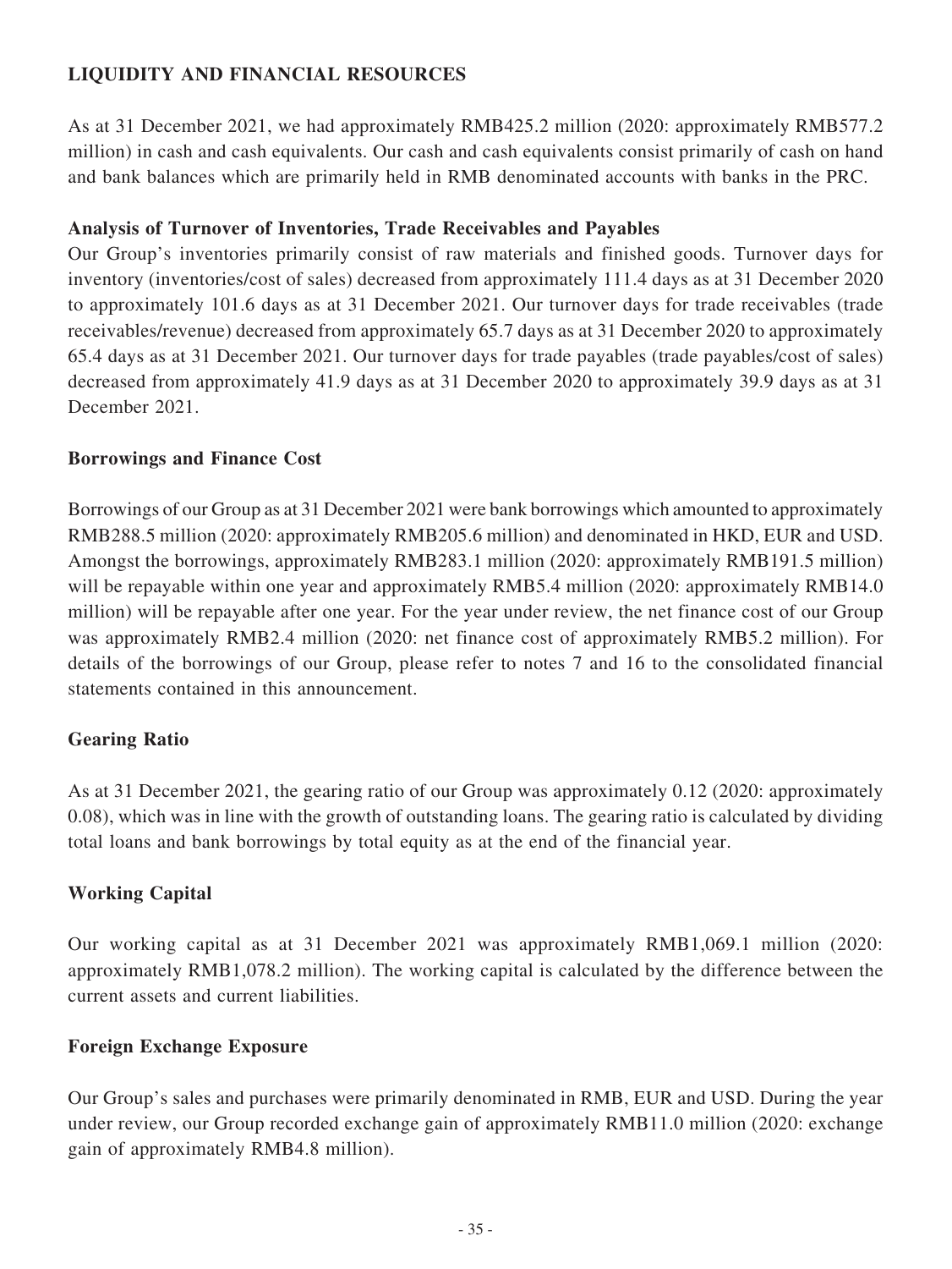## LIQUIDITY AND FINANCIAL RESOURCES

As at 31 December 2021, we had approximately RMB425.2 million (2020: approximately RMB577.2 million) in cash and cash equivalents. Our cash and cash equivalents consist primarily of cash on hand and bank balances which are primarily held in RMB denominated accounts with banks in the PRC.

### Analysis of Turnover of Inventories, Trade Receivables and Payables

Our Group's inventories primarily consist of raw materials and finished goods. Turnover days for inventory (inventories/cost of sales) decreased from approximately 111.4 days as at 31 December 2020 to approximately 101.6 days as at 31 December 2021. Our turnover days for trade receivables (trade receivables/revenue) decreased from approximately 65.7 days as at 31 December 2020 to approximately 65.4 days as at 31 December 2021. Our turnover days for trade payables (trade payables/cost of sales) decreased from approximately 41.9 days as at 31 December 2020 to approximately 39.9 days as at 31 December 2021.

### Borrowings and Finance Cost

Borrowings of our Group as at 31 December 2021 were bank borrowings which amounted to approximately RMB288.5 million (2020: approximately RMB205.6 million) and denominated in HKD, EUR and USD. Amongst the borrowings, approximately RMB283.1 million (2020: approximately RMB191.5 million) will be repayable within one year and approximately RMB5.4 million (2020: approximately RMB14.0 million) will be repayable after one year. For the year under review, the net finance cost of our Group was approximately RMB2.4 million (2020: net finance cost of approximately RMB5.2 million). For details of the borrowings of our Group, please refer to notes 7 and 16 to the consolidated financial statements contained in this announcement.

### Gearing Ratio

As at 31 December 2021, the gearing ratio of our Group was approximately 0.12 (2020: approximately 0.08), which was in line with the growth of outstanding loans. The gearing ratio is calculated by dividing total loans and bank borrowings by total equity as at the end of the financial year.

### Working Capital

Our working capital as at 31 December 2021 was approximately RMB1,069.1 million (2020: approximately RMB1,078.2 million). The working capital is calculated by the difference between the current assets and current liabilities.

### Foreign Exchange Exposure

Our Group's sales and purchases were primarily denominated in RMB, EUR and USD. During the year under review, our Group recorded exchange gain of approximately RMB11.0 million (2020: exchange gain of approximately RMB4.8 million).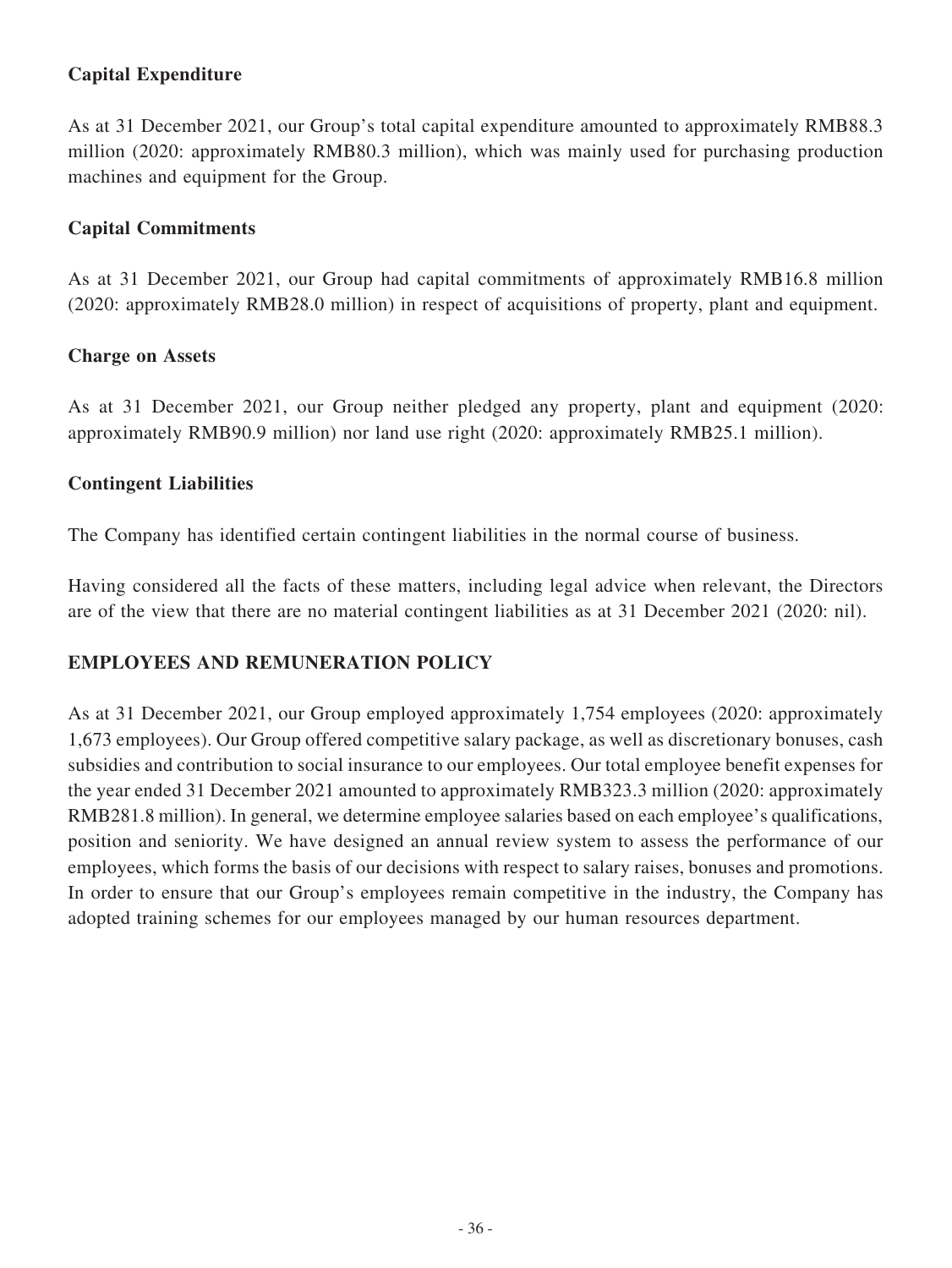### Capital Expenditure

As at 31 December 2021, our Group's total capital expenditure amounted to approximately RMB88.3 million (2020: approximately RMB80.3 million), which was mainly used for purchasing production machines and equipment for the Group.

### Capital Commitments

As at 31 December 2021, our Group had capital commitments of approximately RMB16.8 million (2020: approximately RMB28.0 million) in respect of acquisitions of property, plant and equipment.

### Charge on Assets

As at 31 December 2021, our Group neither pledged any property, plant and equipment (2020: approximately RMB90.9 million) nor land use right (2020: approximately RMB25.1 million).

### Contingent Liabilities

The Company has identified certain contingent liabilities in the normal course of business.

Having considered all the facts of these matters, including legal advice when relevant, the Directors are of the view that there are no material contingent liabilities as at 31 December 2021 (2020: nil).

## EMPLOYEES AND REMUNERATION POLICY

As at 31 December 2021, our Group employed approximately 1,754 employees (2020: approximately 1,673 employees). Our Group offered competitive salary package, as well as discretionary bonuses, cash subsidies and contribution to social insurance to our employees. Our total employee benefit expenses for the year ended 31 December 2021 amounted to approximately RMB323.3 million (2020: approximately RMB281.8 million). In general, we determine employee salaries based on each employee's qualifications, position and seniority. We have designed an annual review system to assess the performance of our employees, which forms the basis of our decisions with respect to salary raises, bonuses and promotions. In order to ensure that our Group's employees remain competitive in the industry, the Company has adopted training schemes for our employees managed by our human resources department.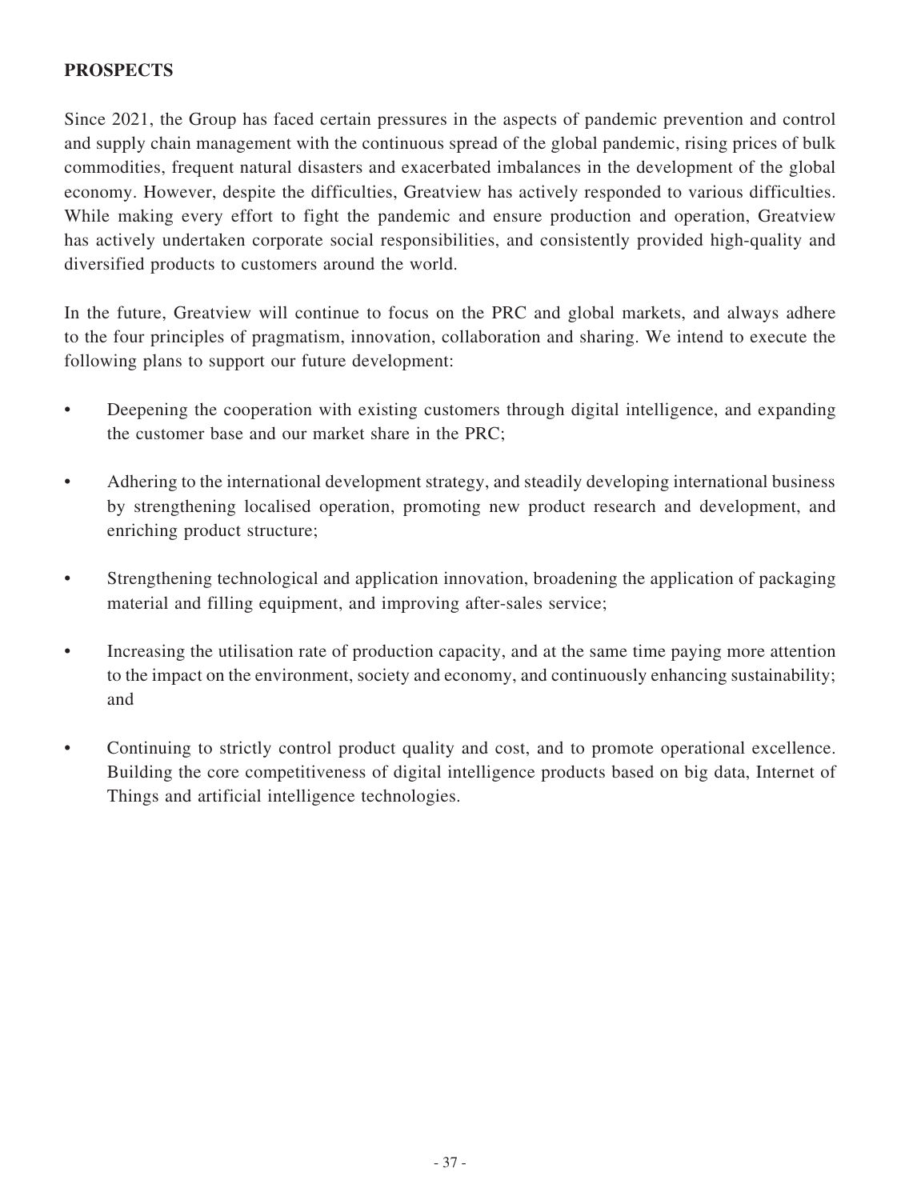## PROSPECTS

Since 2021, the Group has faced certain pressures in the aspects of pandemic prevention and control and supply chain management with the continuous spread of the global pandemic, rising prices of bulk commodities, frequent natural disasters and exacerbated imbalances in the development of the global economy. However, despite the difficulties, Greatview has actively responded to various difficulties. While making every effort to fight the pandemic and ensure production and operation, Greatview has actively undertaken corporate social responsibilities, and consistently provided high-quality and diversified products to customers around the world.

In the future, Greatview will continue to focus on the PRC and global markets, and always adhere to the four principles of pragmatism, innovation, collaboration and sharing. We intend to execute the following plans to support our future development:

- Deepening the cooperation with existing customers through digital intelligence, and expanding the customer base and our market share in the PRC;
- Adhering to the international development strategy, and steadily developing international business by strengthening localised operation, promoting new product research and development, and enriching product structure;
- Strengthening technological and application innovation, broadening the application of packaging material and filling equipment, and improving after-sales service;
- Increasing the utilisation rate of production capacity, and at the same time paying more attention to the impact on the environment, society and economy, and continuously enhancing sustainability; and
- Continuing to strictly control product quality and cost, and to promote operational excellence. Building the core competitiveness of digital intelligence products based on big data, Internet of Things and artificial intelligence technologies.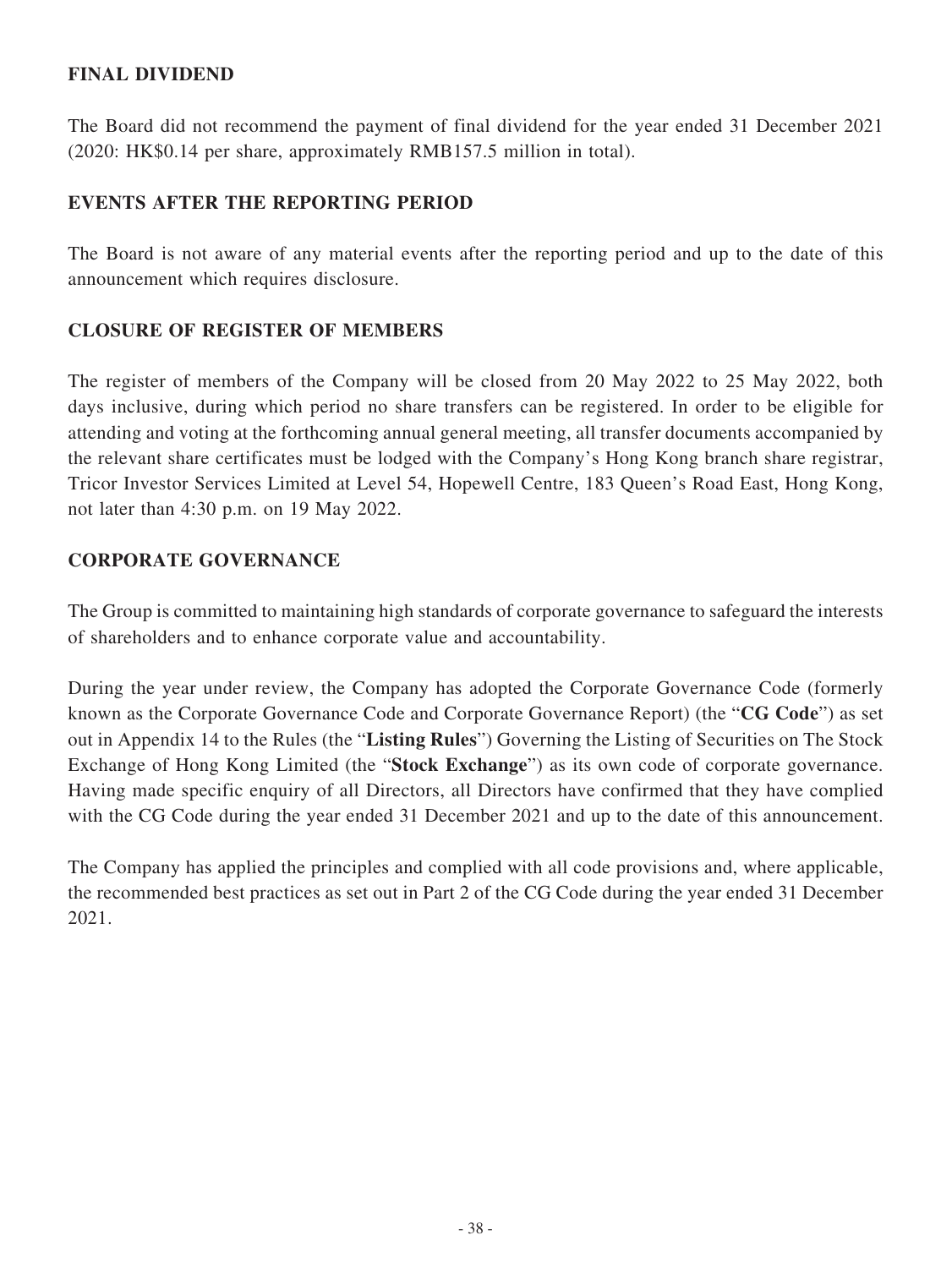## FINAL DIVIDEND

The Board did not recommend the payment of final dividend for the year ended 31 December 2021 (2020: HK$0.14 per share, approximately RMB157.5 million in total).

## EVENTS AFTER THE REPORTING PERIOD

The Board is not aware of any material events after the reporting period and up to the date of this announcement which requires disclosure.

## CLOSURE OF REGISTER OF MEMBERS

The register of members of the Company will be closed from 20 May 2022 to 25 May 2022, both days inclusive, during which period no share transfers can be registered. In order to be eligible for attending and voting at the forthcoming annual general meeting, all transfer documents accompanied by the relevant share certificates must be lodged with the Company's Hong Kong branch share registrar, Tricor Investor Services Limited at Level 54, Hopewell Centre, 183 Queen's Road East, Hong Kong, not later than 4:30 p.m. on 19 May 2022.

## CORPORATE GOVERNANCE

The Group is committed to maintaining high standards of corporate governance to safeguard the interests of shareholders and to enhance corporate value and accountability.

During the year under review, the Company has adopted the Corporate Governance Code (formerly known as the Corporate Governance Code and Corporate Governance Report) (the "**CG Code**") as set out in Appendix 14 to the Rules (the "**Listing Rules**") Governing the Listing of Securities on The Stock Exchange of Hong Kong Limited (the "**Stock Exchange**") as its own code of corporate governance. Having made specific enquiry of all Directors, all Directors have confirmed that they have complied with the CG Code during the year ended 31 December 2021 and up to the date of this announcement.

The Company has applied the principles and complied with all code provisions and, where applicable, the recommended best practices as set out in Part 2 of the CG Code during the year ended 31 December 2021.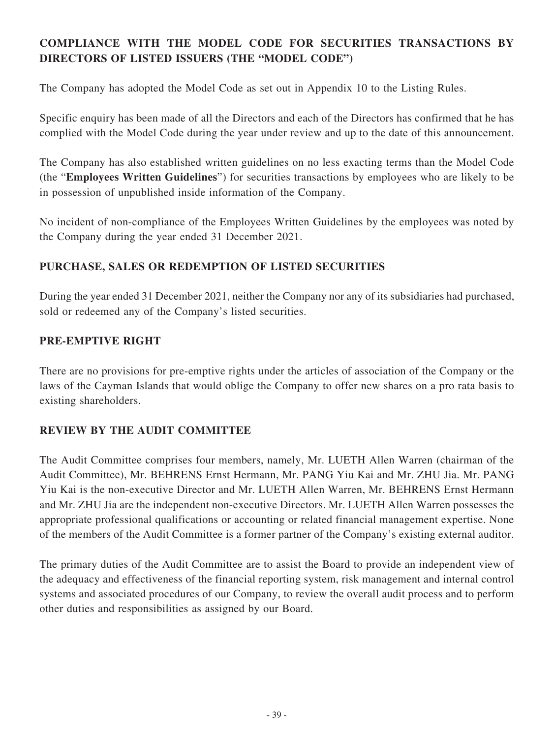## COMPLIANCE WITH THE MODEL CODE FOR SECURITIES TRANSACTIONS BY DIRECTORS OF LISTED ISSUERS (THE "MODEL CODE")

The Company has adopted the Model Code as set out in Appendix 10 to the Listing Rules.

Specific enquiry has been made of all the Directors and each of the Directors has confirmed that he has complied with the Model Code during the year under review and up to the date of this announcement.

The Company has also established written guidelines on no less exacting terms than the Model Code (the "**Employees Written Guidelines**") for securities transactions by employees who are likely to be in possession of unpublished inside information of the Company.

No incident of non-compliance of the Employees Written Guidelines by the employees was noted by the Company during the year ended 31 December 2021.

## PURCHASE, SALES OR REDEMPTION OF LISTED SECURITIES

During the year ended 31 December 2021, neither the Company nor any of its subsidiaries had purchased, sold or redeemed any of the Company's listed securities.

## PRE-EMPTIVE RIGHT

There are no provisions for pre-emptive rights under the articles of association of the Company or the laws of the Cayman Islands that would oblige the Company to offer new shares on a pro rata basis to existing shareholders.

## REVIEW BY THE AUDIT COMMITTEE

The Audit Committee comprises four members, namely, Mr. LUETH Allen Warren (chairman of the Audit Committee), Mr. BEHRENS Ernst Hermann, Mr. PANG Yiu Kai and Mr. ZHU Jia. Mr. PANG Yiu Kai is the non-executive Director and Mr. LUETH Allen Warren, Mr. BEHRENS Ernst Hermann and Mr. ZHU Jia are the independent non-executive Directors. Mr. LUETH Allen Warren possesses the appropriate professional qualifications or accounting or related financial management expertise. None of the members of the Audit Committee is a former partner of the Company's existing external auditor.

The primary duties of the Audit Committee are to assist the Board to provide an independent view of the adequacy and effectiveness of the financial reporting system, risk management and internal control systems and associated procedures of our Company, to review the overall audit process and to perform other duties and responsibilities as assigned by our Board.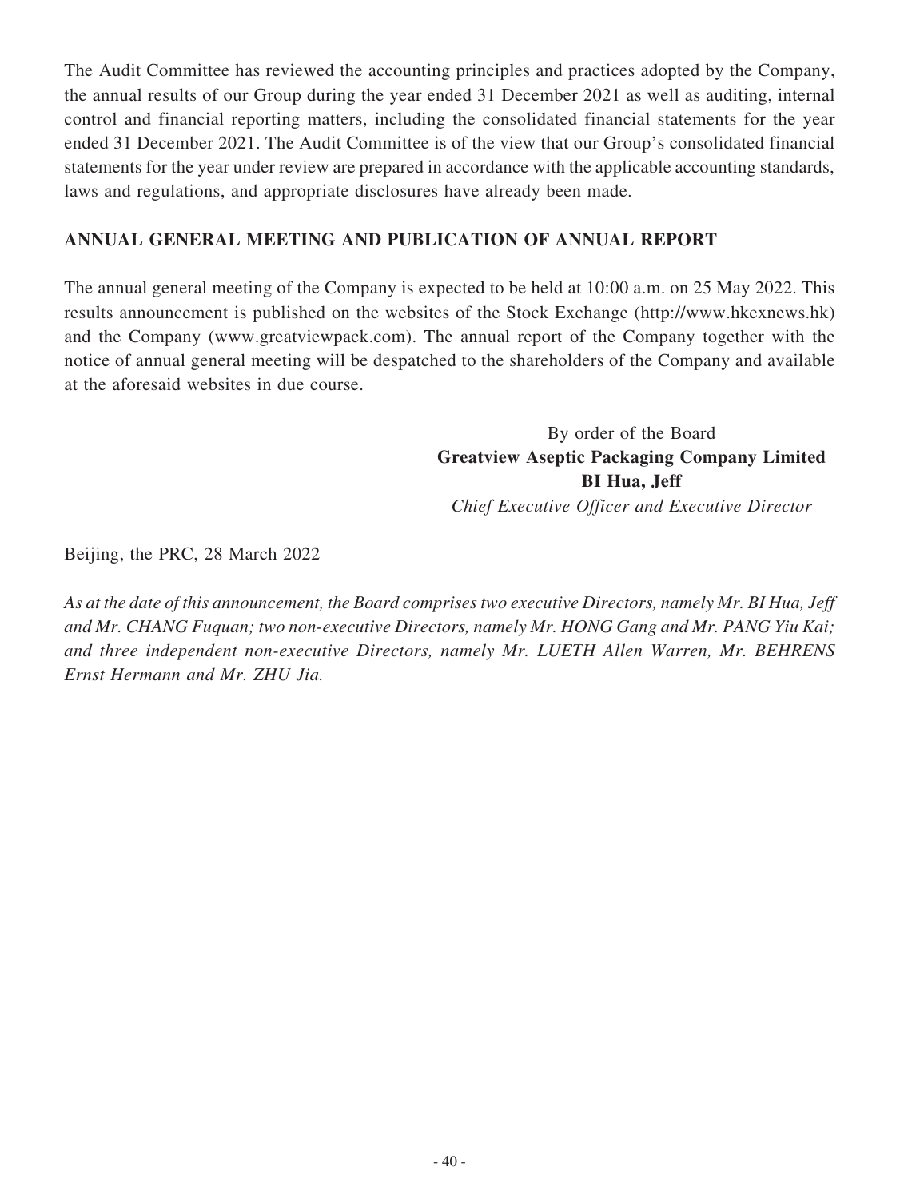The Audit Committee has reviewed the accounting principles and practices adopted by the Company, the annual results of our Group during the year ended 31 December 2021 as well as auditing, internal control and financial reporting matters, including the consolidated financial statements for the year ended 31 December 2021. The Audit Committee is of the view that our Group's consolidated financial statements for the year under review are prepared in accordance with the applicable accounting standards, laws and regulations, and appropriate disclosures have already been made.

## ANNUAL GENERAL MEETING AND PUBLICATION OF ANNUAL REPORT

The annual general meeting of the Company is expected to be held at 10:00 a.m. on 25 May 2022. This results announcement is published on the websites of the Stock Exchange (http://www.hkexnews.hk) and the Company (www.greatviewpack.com). The annual report of the Company together with the notice of annual general meeting will be despatched to the shareholders of the Company and available at the aforesaid websites in due course.

By order of the Board
**Greatview Aseptic Packaging Company Limited**
**BI Hua, Jeff**
*Chief Executive Officer and Executive Director*

Beijing, the PRC, 28 March 2022

*As at the date of this announcement, the Board comprises two executive Directors, namely Mr. BI Hua, Jeff and Mr. CHANG Fuquan; two non-executive Directors, namely Mr. HONG Gang and Mr. PANG Yiu Kai; and three independent non-executive Directors, namely Mr. LUETH Allen Warren, Mr. BEHRENS Ernst Hermann and Mr. ZHU Jia.*